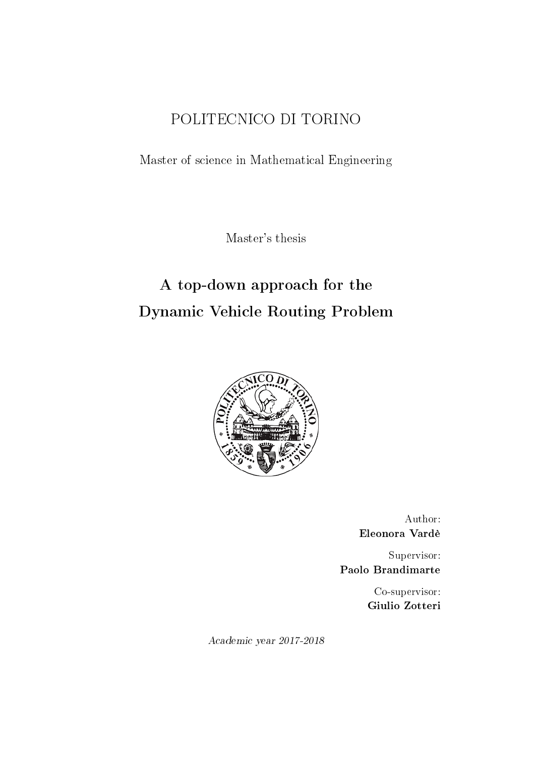POLITECNICO DI TORINO

Master of science in Mathematical Engineering

Master's thesis

# A top-down approach for the Dynamic Vehicle Routing Problem

Author:
**Eleonora Vardè**

Supervisor:
**Paolo Brandimarte**

Co-supervisor:
**Giulio Zotteri**

*Academic year 2017-2018*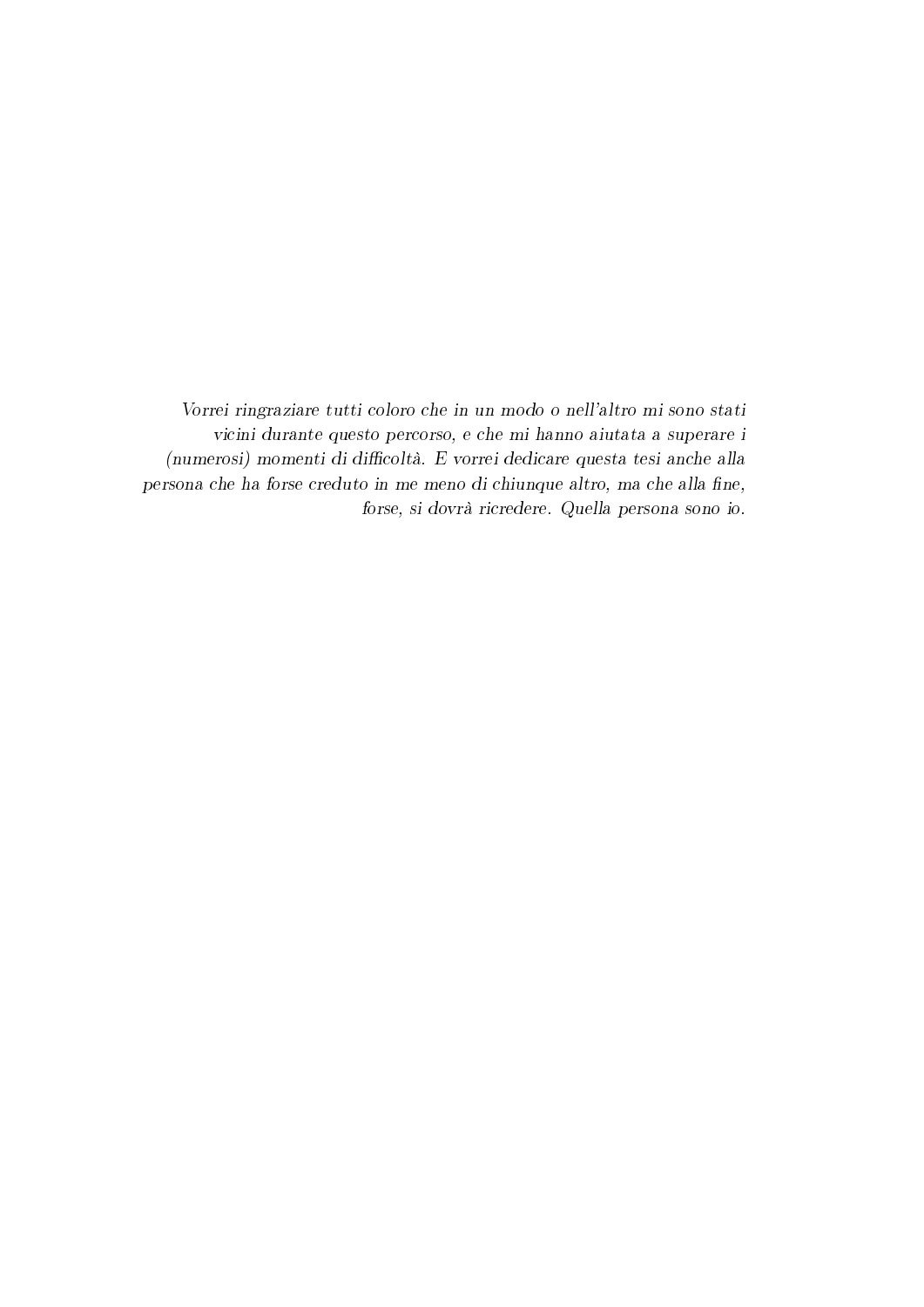*Vorrei ringraziare tutti coloro che in un modo o nell'altro mi sono stati vicini durante questo percorso, e che mi hanno aiutata a superare i (numerosi) momenti di difficoltà. E vorrei dedicare questa tesi anche alla persona che ha forse creduto in me meno di chiunque altro, ma che alla fine, forse, si dovrà ricredere. Quella persona sono io.*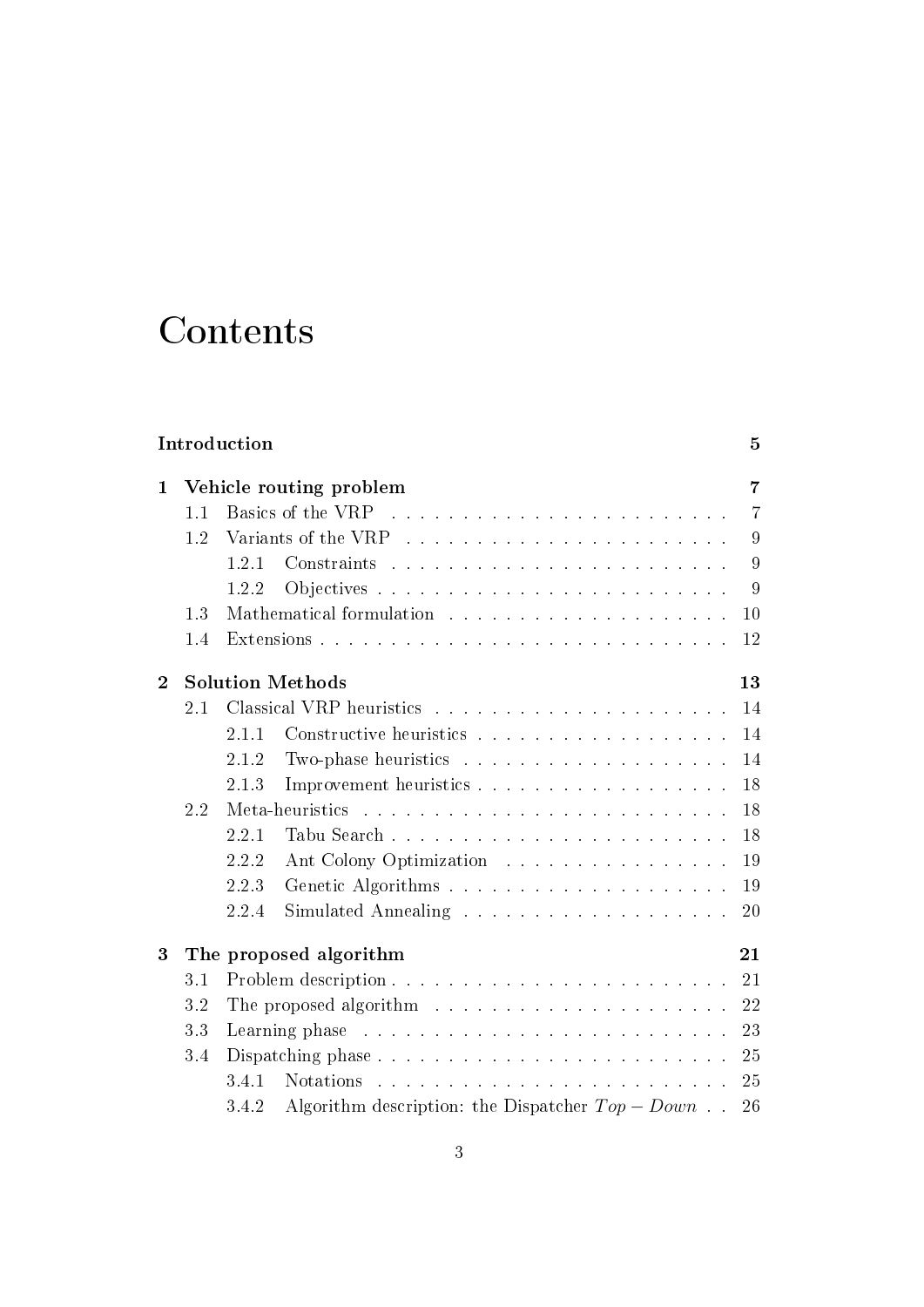# Contents

**Introduction** **5**

**1 Vehicle routing problem** **7**

- 1.1 Basics of the VRP . . . . . . . . . . . . . . . . . . . . . . . . 7
- 1.2 Variants of the VRP . . . . . . . . . . . . . . . . . . . . . . . 9
  - 1.2.1 Constraints . . . . . . . . . . . . . . . . . . . . . . . . 9
  - 1.2.2 Objectives . . . . . . . . . . . . . . . . . . . . . . . . . 9
- 1.3 Mathematical formulation . . . . . . . . . . . . . . . . . . . . 10
- 1.4 Extensions . . . . . . . . . . . . . . . . . . . . . . . . . . . . 12

**2 Solution Methods** **13**

- 2.1 Classical VRP heuristics . . . . . . . . . . . . . . . . . . . . . 14
  - 2.1.1 Constructive heuristics . . . . . . . . . . . . . . . . . . 14
  - 2.1.2 Two-phase heuristics . . . . . . . . . . . . . . . . . . . 14
  - 2.1.3 Improvement heuristics . . . . . . . . . . . . . . . . . . 18
- 2.2 Meta-heuristics . . . . . . . . . . . . . . . . . . . . . . . . . . 18
  - 2.2.1 Tabu Search . . . . . . . . . . . . . . . . . . . . . . . . 18
  - 2.2.2 Ant Colony Optimization . . . . . . . . . . . . . . . . . 19
  - 2.2.3 Genetic Algorithms . . . . . . . . . . . . . . . . . . . . 19
  - 2.2.4 Simulated Annealing . . . . . . . . . . . . . . . . . . . 20

**3 The proposed algorithm** **21**

- 3.1 Problem description . . . . . . . . . . . . . . . . . . . . . . . . 21
- 3.2 The proposed algorithm . . . . . . . . . . . . . . . . . . . . . 22
- 3.3 Learning phase . . . . . . . . . . . . . . . . . . . . . . . . . . 23
- 3.4 Dispatching phase . . . . . . . . . . . . . . . . . . . . . . . . . 25
  - 3.4.1 Notations . . . . . . . . . . . . . . . . . . . . . . . . . 25
  - 3.4.2 Algorithm description: the Dispatcher $Top - Down$ . . 26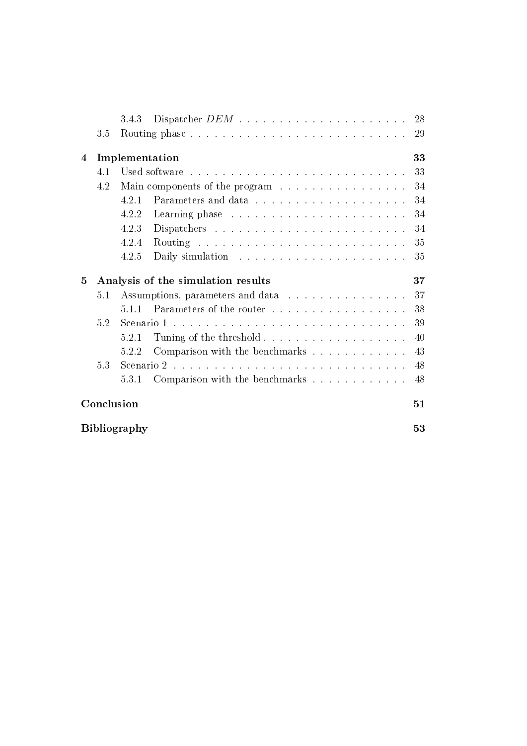3.4.3 Dispatcher $DEM$ . . . . . . . . . . . . . . . . . . . . . 28
3.5 Routing phase . . . . . . . . . . . . . . . . . . . . . . . . . . . 29

**4 Implementation 33**

4.1 Used software . . . . . . . . . . . . . . . . . . . . . . . . . . . 33
4.2 Main components of the program . . . . . . . . . . . . . . . . 34
4.2.1 Parameters and data . . . . . . . . . . . . . . . . . . . 34
4.2.2 Learning phase . . . . . . . . . . . . . . . . . . . . . . 34
4.2.3 Dispatchers . . . . . . . . . . . . . . . . . . . . . . . . 34
4.2.4 Routing . . . . . . . . . . . . . . . . . . . . . . . . . . 35
4.2.5 Daily simulation . . . . . . . . . . . . . . . . . . . . . 35

**5 Analysis of the simulation results 37**

5.1 Assumptions, parameters and data . . . . . . . . . . . . . . . 37
5.1.1 Parameters of the router . . . . . . . . . . . . . . . . . 38
5.2 Scenario 1 . . . . . . . . . . . . . . . . . . . . . . . . . . . . . 39
5.2.1 Tuning of the threshold . . . . . . . . . . . . . . . . . . 40
5.2.2 Comparison with the benchmarks . . . . . . . . . . . . 43
5.3 Scenario 2 . . . . . . . . . . . . . . . . . . . . . . . . . . . . . 48
5.3.1 Comparison with the benchmarks . . . . . . . . . . . . 48

**Conclusion 51**

**Bibliography 53**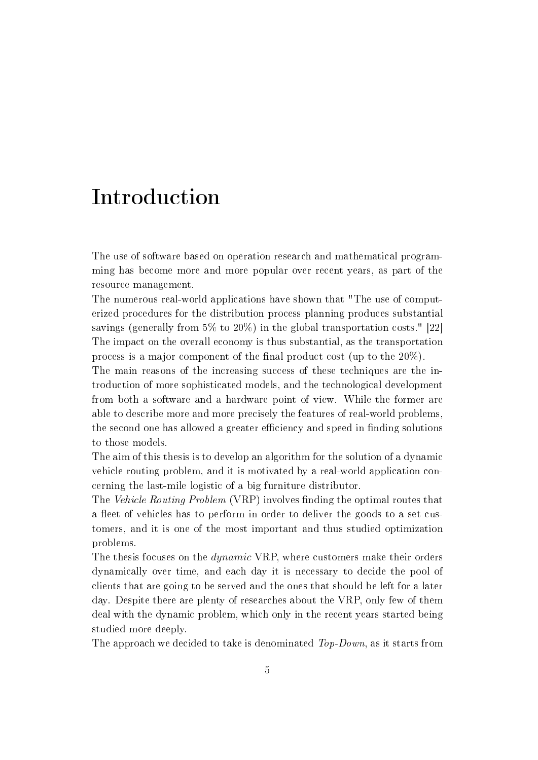# Introduction

The use of software based on operation research and mathematical programming has become more and more popular over recent years, as part of the resource management.

The numerous real-world applications have shown that "The use of computerized procedures for the distribution process planning produces substantial savings (generally from 5% to 20%) in the global transportation costs." [22]

The impact on the overall economy is thus substantial, as the transportation process is a major component of the final product cost (up to the 20%).

The main reasons of the increasing success of these techniques are the introduction of more sophisticated models, and the technological development from both a software and a hardware point of view. While the former are able to describe more and more precisely the features of real-world problems, the second one has allowed a greater efficiency and speed in finding solutions to those models.

The aim of this thesis is to develop an algorithm for the solution of a dynamic vehicle routing problem, and it is motivated by a real-world application concerning the last-mile logistic of a big furniture distributor.

The *Vehicle Routing Problem* (VRP) involves finding the optimal routes that a fleet of vehicles has to perform in order to deliver the goods to a set customers, and it is one of the most important and thus studied optimization problems.

The thesis focuses on the *dynamic* VRP, where customers make their orders dynamically over time, and each day it is necessary to decide the pool of clients that are going to be served and the ones that should be left for a later day. Despite there are plenty of researches about the VRP, only few of them deal with the dynamic problem, which only in the recent years started being studied more deeply.

The approach we decided to take is denominated *Top-Down*, as it starts from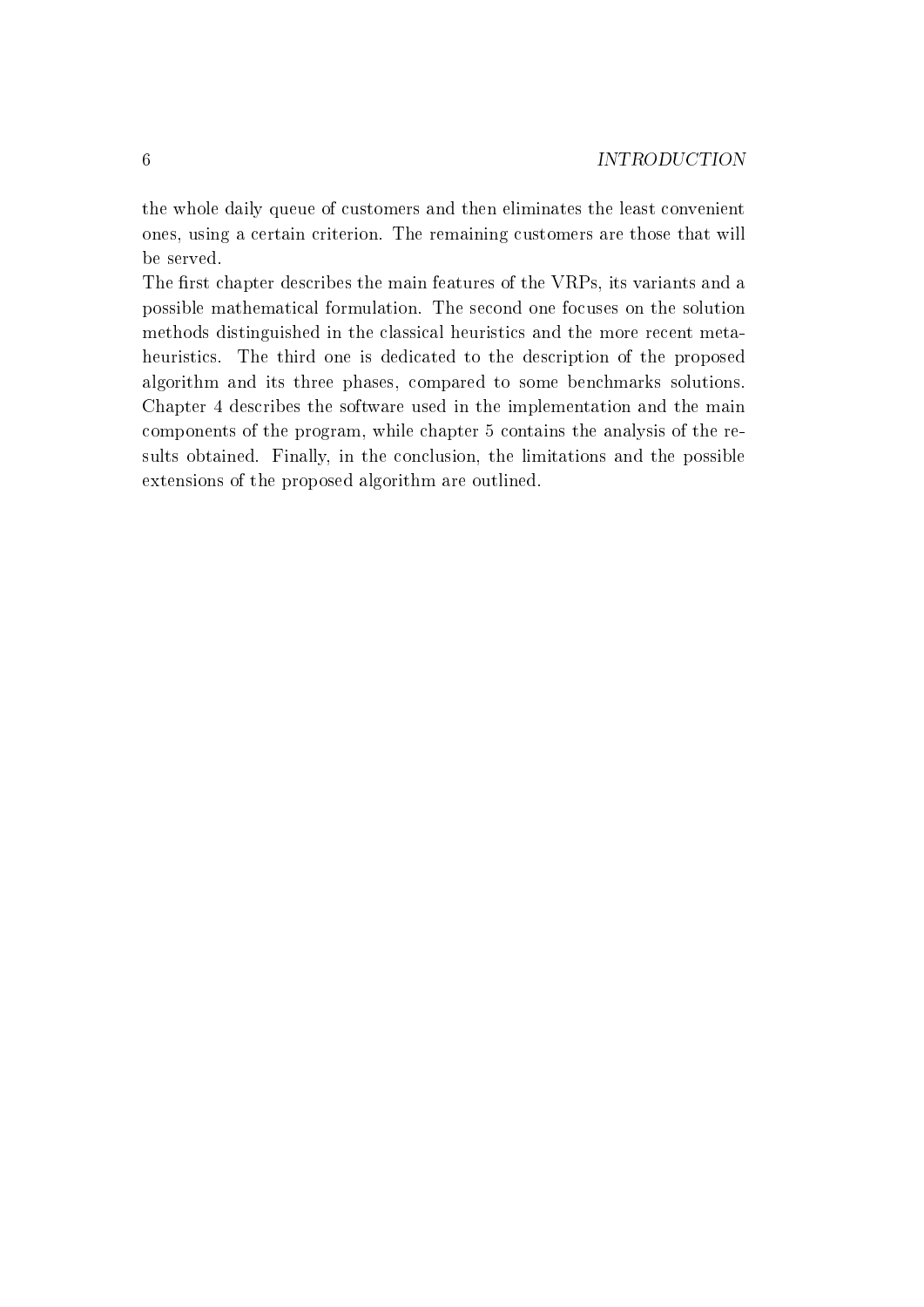the whole daily queue of customers and then eliminates the least convenient ones, using a certain criterion. The remaining customers are those that will be served.

The first chapter describes the main features of the VRPs, its variants and a possible mathematical formulation. The second one focuses on the solution methods distinguished in the classical heuristics and the more recent metaheuristics. The third one is dedicated to the description of the proposed algorithm and its three phases, compared to some benchmarks solutions. Chapter 4 describes the software used in the implementation and the main components of the program, while chapter 5 contains the analysis of the results obtained. Finally, in the conclusion, the limitations and the possible extensions of the proposed algorithm are outlined.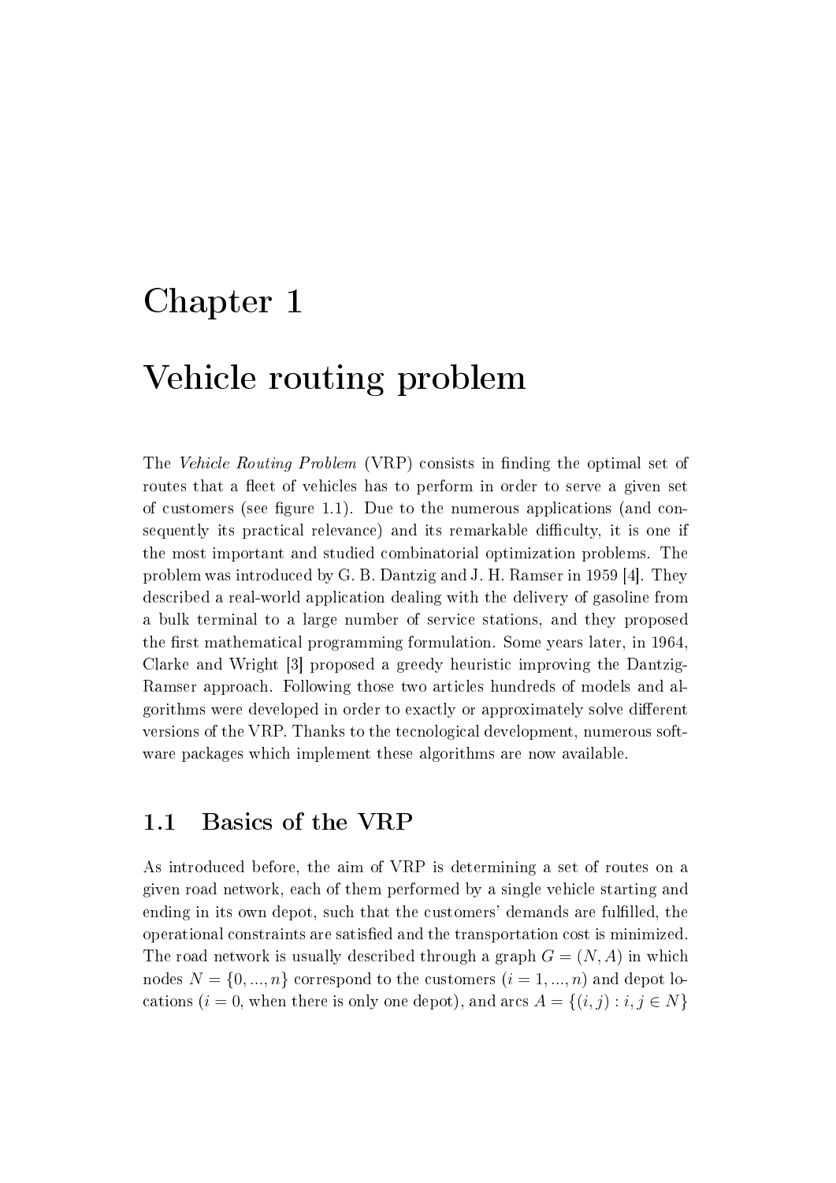# Chapter 1

# Vehicle routing problem

The *Vehicle Routing Problem* (VRP) consists in finding the optimal set of routes that a fleet of vehicles has to perform in order to serve a given set of customers (see figure 1.1). Due to the numerous applications (and consequently its practical relevance) and its remarkable difficulty, it is one if the most important and studied combinatorial optimization problems. The problem was introduced by G. B. Dantzig and J. H. Ramser in 1959 [4]. They described a real-world application dealing with the delivery of gasoline from a bulk terminal to a large number of service stations, and they proposed the first mathematical programming formulation. Some years later, in 1964, Clarke and Wright [3] proposed a greedy heuristic improving the Dantzig-Ramser approach. Following those two articles hundreds of models and algorithms were developed in order to exactly or approximately solve different versions of the VRP. Thanks to the tecnological development, numerous software packages which implement these algorithms are now available.

## 1.1 Basics of the VRP

As introduced before, the aim of VRP is determining a set of routes on a given road network, each of them performed by a single vehicle starting and ending in its own depot, such that the customers' demands are fulfilled, the operational constraints are satisfied and the transportation cost is minimized. The road network is usually described through a graph $G = (N, A)$ in which nodes $N = \{0, ..., n\}$ correspond to the customers ($i = 1, ..., n$) and depot locations ($i = 0$, when there is only one depot), and arcs $A = \{(i, j) : i, j \in N\}$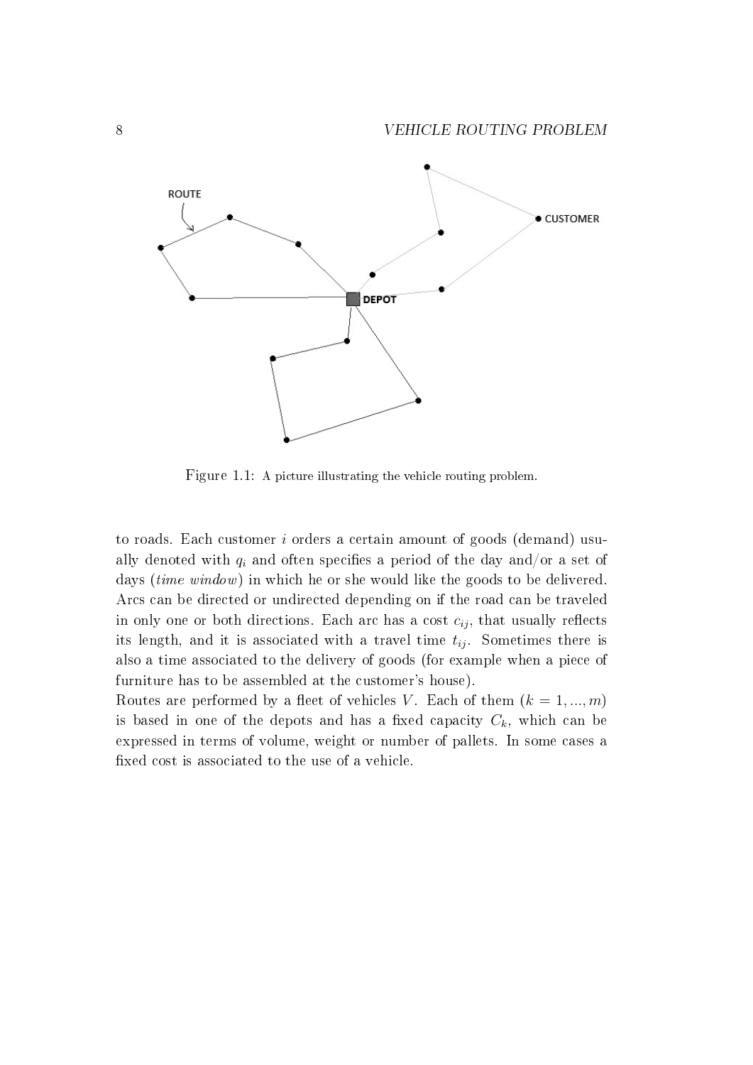Figure 1.1: A picture illustrating the vehicle routing problem.

to roads. Each customer $i$ orders a certain amount of goods (demand) usually denoted with $q_i$ and often specifies a period of the day and/or a set of days (*time window*) in which he or she would like the goods to be delivered. Arcs can be directed or undirected depending on if the road can be traveled in only one or both directions. Each arc has a cost $c_{ij}$, that usually reflects its length, and it is associated with a travel time $t_{ij}$. Sometimes there is also a time associated to the delivery of goods (for example when a piece of furniture has to be assembled at the customer's house).

Routes are performed by a fleet of vehicles $V$. Each of them $(k = 1, ..., m)$ is based in one of the depots and has a fixed capacity $C_k$, which can be expressed in terms of volume, weight or number of pallets. In some cases a fixed cost is associated to the use of a vehicle.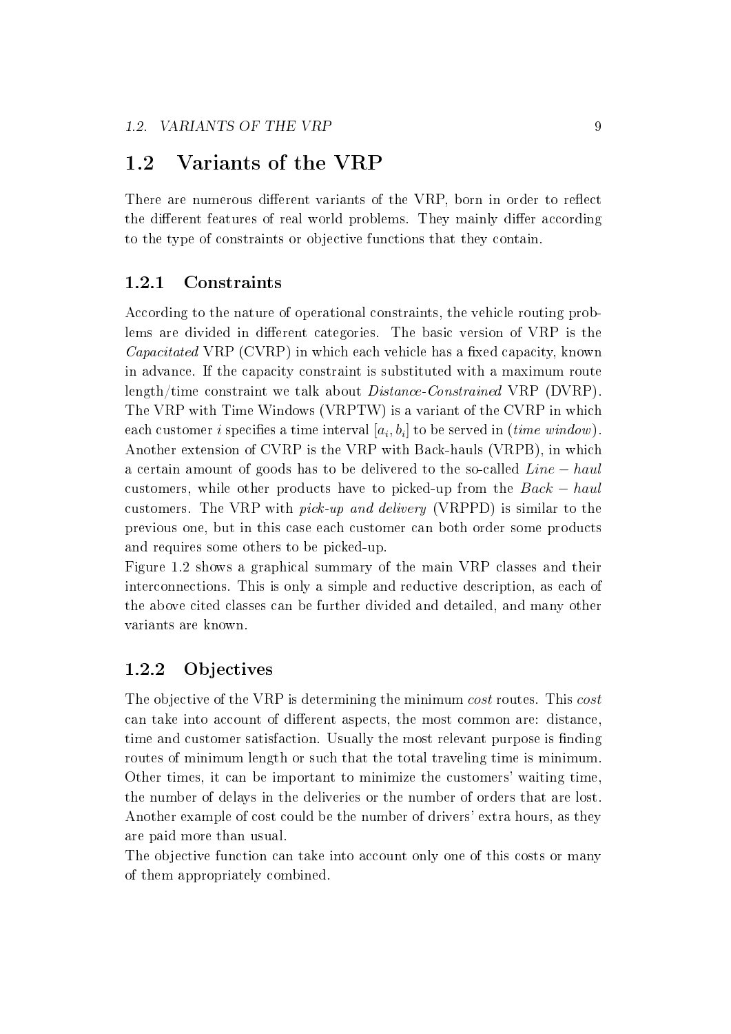## 1.2 Variants of the VRP

There are numerous different variants of the VRP, born in order to reflect the different features of real world problems. They mainly differ according to the type of constraints or objective functions that they contain.

### 1.2.1 Constraints

According to the nature of operational constraints, the vehicle routing problems are divided in different categories. The basic version of VRP is the *Capacitated* VRP (CVRP) in which each vehicle has a fixed capacity, known in advance. If the capacity constraint is substituted with a maximum route length/time constraint we talk about *Distance-Constrained* VRP (DVRP). The VRP with Time Windows (VRPTW) is a variant of the CVRP in which each customer $i$ specifies a time interval $[a_i, b_i]$ to be served in (*time window*). Another extension of CVRP is the VRP with Back-hauls (VRPB), in which a certain amount of goods has to be delivered to the so-called $Line - haul$ customers, while other products have to picked-up from the $Back - haul$ customers. The VRP with *pick-up and delivery* (VRPPD) is similar to the previous one, but in this case each customer can both order some products and requires some others to be picked-up.

Figure 1.2 shows a graphical summary of the main VRP classes and their interconnections. This is only a simple and reductive description, as each of the above cited classes can be further divided and detailed, and many other variants are known.

### 1.2.2 Objectives

The objective of the VRP is determining the minimum *cost* routes. This *cost* can take into account of different aspects, the most common are: distance, time and customer satisfaction. Usually the most relevant purpose is finding routes of minimum length or such that the total traveling time is minimum. Other times, it can be important to minimize the customers' waiting time, the number of delays in the deliveries or the number of orders that are lost. Another example of cost could be the number of drivers' extra hours, as they are paid more than usual.

The objective function can take into account only one of this costs or many of them appropriately combined.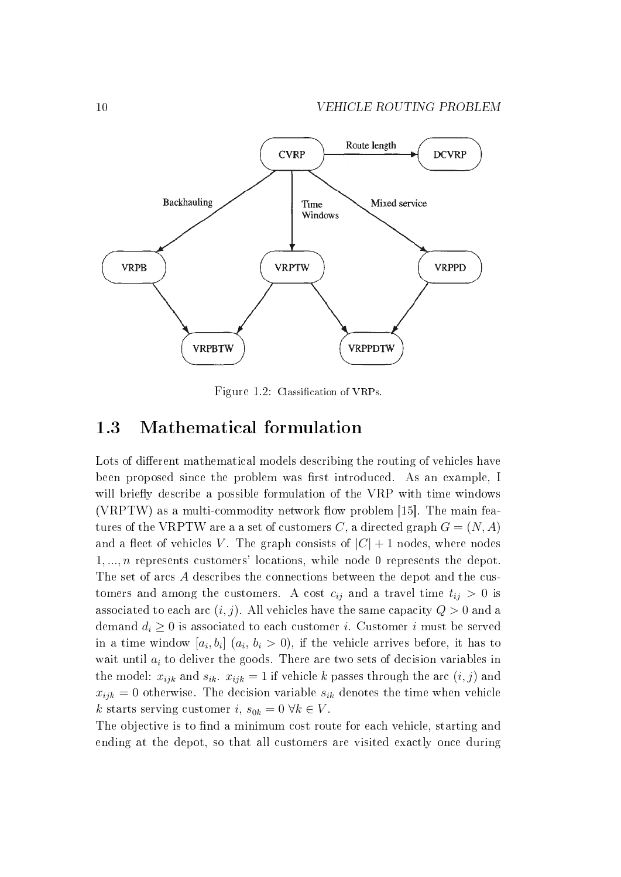Figure 1.2: Classification of VRPs.

## 1.3 Mathematical formulation

Lots of different mathematical models describing the routing of vehicles have been proposed since the problem was first introduced. As an example, I will briefly describe a possible formulation of the VRP with time windows (VRPTW) as a multi-commodity network flow problem [15]. The main features of the VRPTW are a a set of customers $C$, a directed graph $G = (N, A)$ and a fleet of vehicles $V$. The graph consists of $|C| + 1$ nodes, where nodes $1, ..., n$ represents customers' locations, while node 0 represents the depot. The set of arcs $A$ describes the connections between the depot and the customers and among the customers. A cost $c_{ij}$ and a travel time $t_{ij} > 0$ is associated to each arc $(i, j)$. All vehicles have the same capacity $Q > 0$ and a demand $d_i \geq 0$ is associated to each customer $i$. Customer $i$ must be served in a time window $[a_i, b_i]$ $(a_i, b_i > 0)$, if the vehicle arrives before, it has to wait until $a_i$ to deliver the goods. There are two sets of decision variables in the model: $x_{ijk}$ and $s_{ik}$. $x_{ijk} = 1$ if vehicle $k$ passes through the arc $(i, j)$ and $x_{ijk} = 0$ otherwise. The decision variable $s_{ik}$ denotes the time when vehicle $k$ starts serving customer $i$, $s_{0k} = 0$ $\forall k \in V$.

The objective is to find a minimum cost route for each vehicle, starting and ending at the depot, so that all customers are visited exactly once during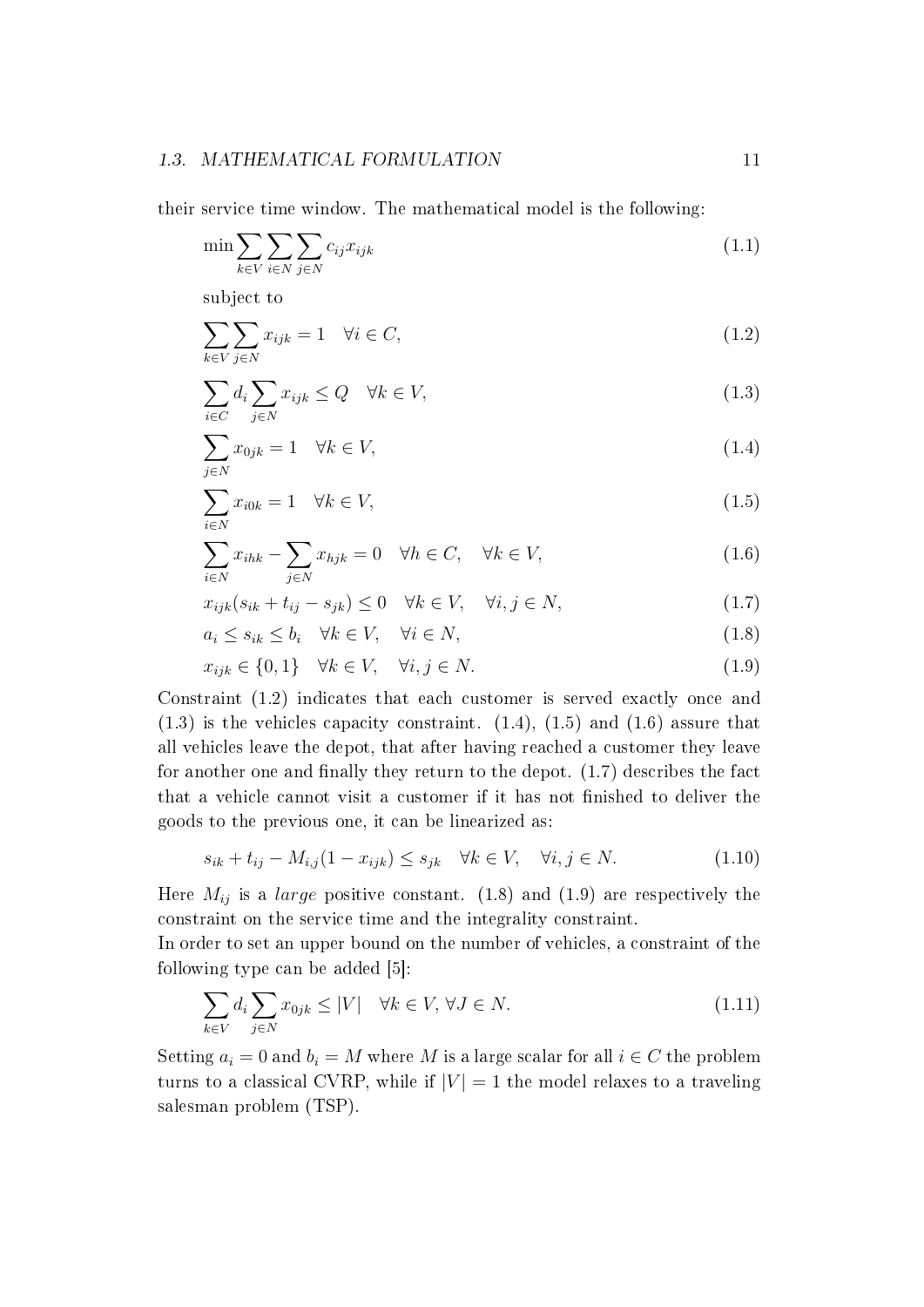their service time window. The mathematical model is the following:

$$\min \sum_{k \in V} \sum_{i \in N} \sum_{j \in N} c_{ij} x_{ijk} \tag{1.1}$$

subject to

$$\sum_{k \in V} \sum_{j \in N} x_{ijk} = 1 \quad \forall i \in C, \tag{1.2}$$

$$\sum_{i \in C} d_i \sum_{j \in N} x_{ijk} \leq Q \quad \forall k \in V, \tag{1.3}$$

$$\sum_{j \in N} x_{0jk} = 1 \quad \forall k \in V, \tag{1.4}$$

$$\sum_{i \in N} x_{i0k} = 1 \quad \forall k \in V, \tag{1.5}$$

$$\sum_{i \in N} x_{ihk} - \sum_{j \in N} x_{hjk} = 0 \quad \forall h \in C, \quad \forall k \in V, \tag{1.6}$$

$$x_{ijk}(s_{ik} + t_{ij} - s_{jk}) \leq 0 \quad \forall k \in V, \quad \forall i, j \in N, \tag{1.7}$$

$$a_i \leq s_{ik} \leq b_i \quad \forall k \in V, \quad \forall i \in N, \tag{1.8}$$

$$x_{ijk} \in \{0, 1\} \quad \forall k \in V, \quad \forall i, j \in N. \tag{1.9}$$

Constraint (1.2) indicates that each customer is served exactly once and (1.3) is the vehicles capacity constraint. (1.4), (1.5) and (1.6) assure that all vehicles leave the depot, that after having reached a customer they leave for another one and finally they return to the depot. (1.7) describes the fact that a vehicle cannot visit a customer if it has not finished to deliver the goods to the previous one, it can be linearized as:

$$s_{ik} + t_{ij} - M_{i,j}(1 - x_{ijk}) \leq s_{jk} \quad \forall k \in V, \quad \forall i, j \in N. \tag{1.10}$$

Here $M_{ij}$ is a *large* positive constant. (1.8) and (1.9) are respectively the constraint on the service time and the integrality constraint.
In order to set an upper bound on the number of vehicles, a constraint of the following type can be added [5]:

$$\sum_{k \in V} d_i \sum_{j \in N} x_{0jk} \leq |V| \quad \forall k \in V, \forall J \in N. \tag{1.11}$$

Setting $a_i = 0$ and $b_i = M$ where $M$ is a large scalar for all $i \in C$ the problem turns to a classical CVRP, while if $|V| = 1$ the model relaxes to a traveling salesman problem (TSP).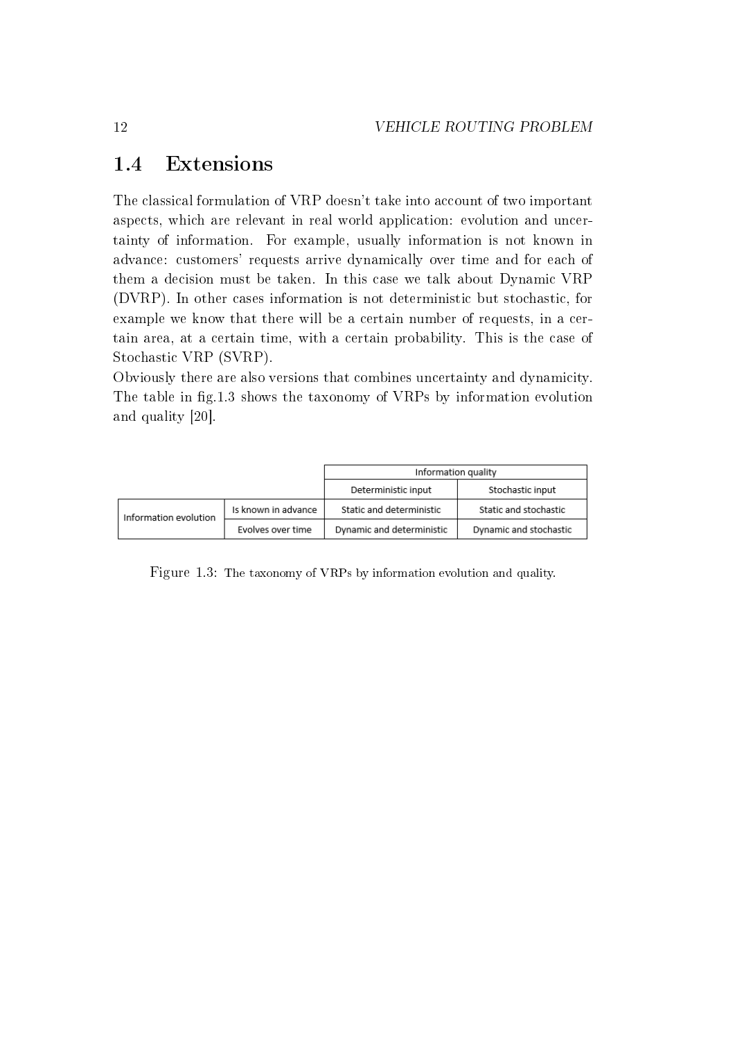## 1.4 Extensions

The classical formulation of VRP doesn't take into account of two important aspects, which are relevant in real world application: evolution and uncertainty of information. For example, usually information is not known in advance: customers' requests arrive dynamically over time and for each of them a decision must be taken. In this case we talk about Dynamic VRP (DVRP). In other cases information is not deterministic but stochastic, for example we know that there will be a certain number of requests, in a certain area, at a certain time, with a certain probability. This is the case of Stochastic VRP (SVRP).

Obviously there are also versions that combines uncertainty and dynamicity. The table in fig.1.3 shows the taxonomy of VRPs by information evolution and quality [20].

| | | Information quality | |
|---|---|---|---|
| | | Deterministic input | Stochastic input |
| Information evolution | Is known in advance | Static and deterministic | Static and stochastic |
| | Evolves over time | Dynamic and deterministic | Dynamic and stochastic |

Figure 1.3: The taxonomy of VRPs by information evolution and quality.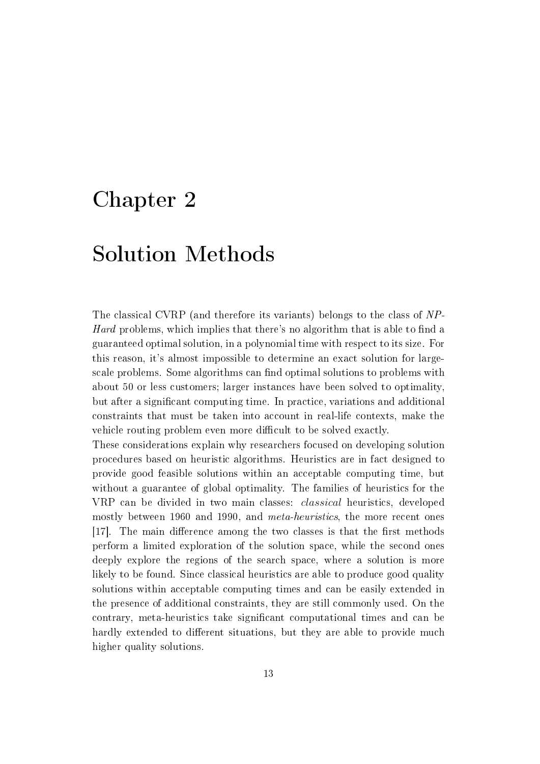# Chapter 2

# Solution Methods

The classical CVRP (and therefore its variants) belongs to the class of *NP-Hard* problems, which implies that there's no algorithm that is able to find a guaranteed optimal solution, in a polynomial time with respect to its size. For this reason, it's almost impossible to determine an exact solution for large-scale problems. Some algorithms can find optimal solutions to problems with about 50 or less customers; larger instances have been solved to optimality, but after a significant computing time. In practice, variations and additional constraints that must be taken into account in real-life contexts, make the vehicle routing problem even more difficult to be solved exactly.
These considerations explain why researchers focused on developing solution procedures based on heuristic algorithms. Heuristics are in fact designed to provide good feasible solutions within an acceptable computing time, but without a guarantee of global optimality. The families of heuristics for the VRP can be divided in two main classes: *classical* heuristics, developed mostly between 1960 and 1990, and *meta-heuristics*, the more recent ones [17]. The main difference among the two classes is that the first methods perform a limited exploration of the solution space, while the second ones deeply explore the regions of the search space, where a solution is more likely to be found. Since classical heuristics are able to produce good quality solutions within acceptable computing times and can be easily extended in the presence of additional constraints, they are still commonly used. On the contrary, meta-heuristics take significant computational times and can be hardly extended to different situations, but they are able to provide much higher quality solutions.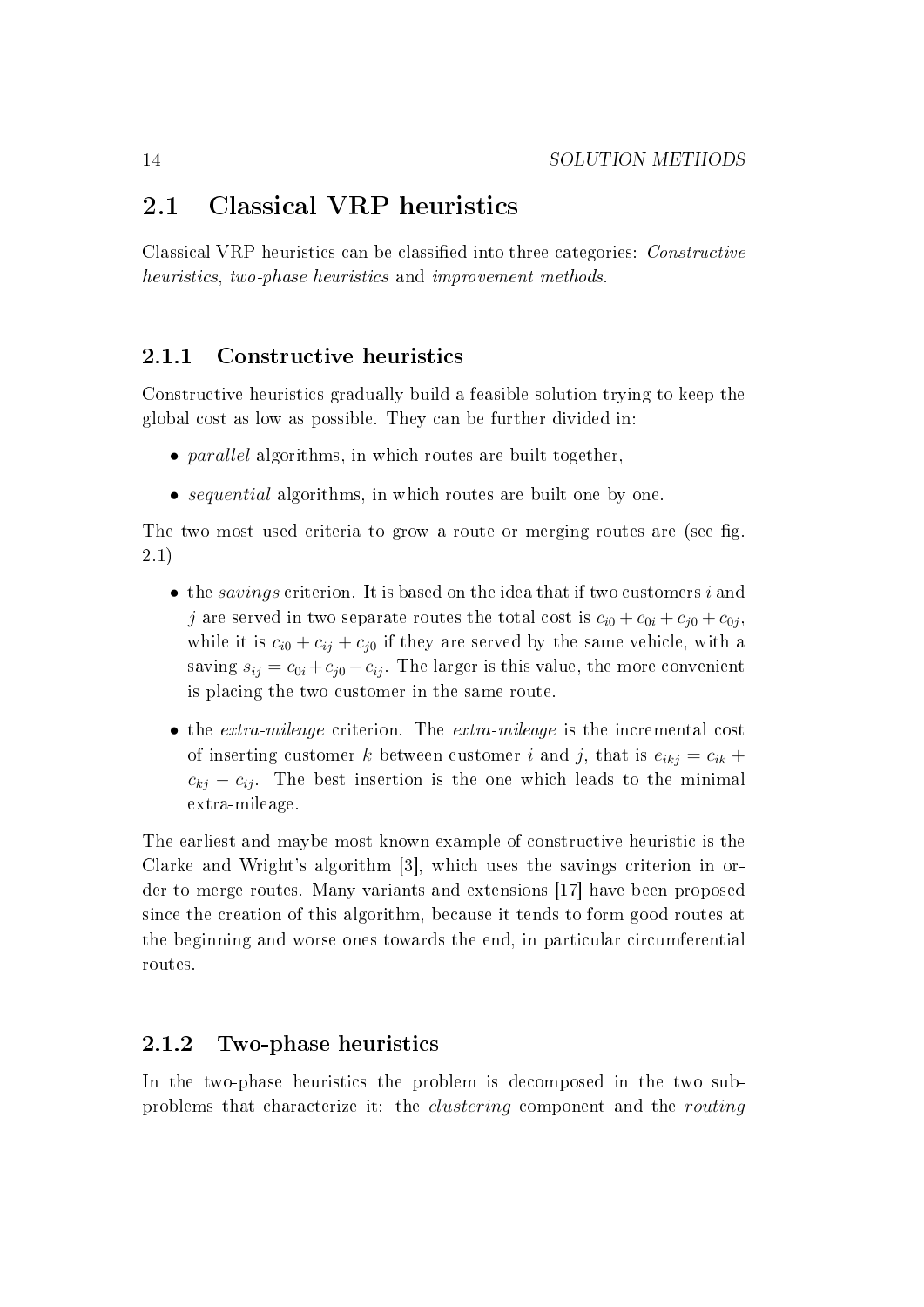## 2.1 Classical VRP heuristics

Classical VRP heuristics can be classified into three categories: *Constructive heuristics*, *two-phase heuristics* and *improvement methods*.

### 2.1.1 Constructive heuristics

Constructive heuristics gradually build a feasible solution trying to keep the global cost as low as possible. They can be further divided in:

- *parallel* algorithms, in which routes are built together,
- *sequential* algorithms, in which routes are built one by one.

The two most used criteria to grow a route or merging routes are (see fig. 2.1)

- the *savings* criterion. It is based on the idea that if two customers $i$ and $j$ are served in two separate routes the total cost is $c_{i0} + c_{0i} + c_{j0} + c_{0j}$, while it is $c_{i0} + c_{ij} + c_{j0}$ if they are served by the same vehicle, with a saving $s_{ij} = c_{0i} + c_{j0} - c_{ij}$. The larger is this value, the more convenient is placing the two customer in the same route.
- the *extra-mileage* criterion. The *extra-mileage* is the incremental cost of inserting customer $k$ between customer $i$ and $j$, that is $e_{ikj} = c_{ik} + c_{kj} - c_{ij}$. The best insertion is the one which leads to the minimal extra-mileage.

The earliest and maybe most known example of constructive heuristic is the Clarke and Wright's algorithm [3], which uses the savings criterion in order to merge routes. Many variants and extensions [17] have been proposed since the creation of this algorithm, because it tends to form good routes at the beginning and worse ones towards the end, in particular circumferential routes.

### 2.1.2 Two-phase heuristics

In the two-phase heuristics the problem is decomposed in the two subproblems that characterize it: the *clustering* component and the *routing*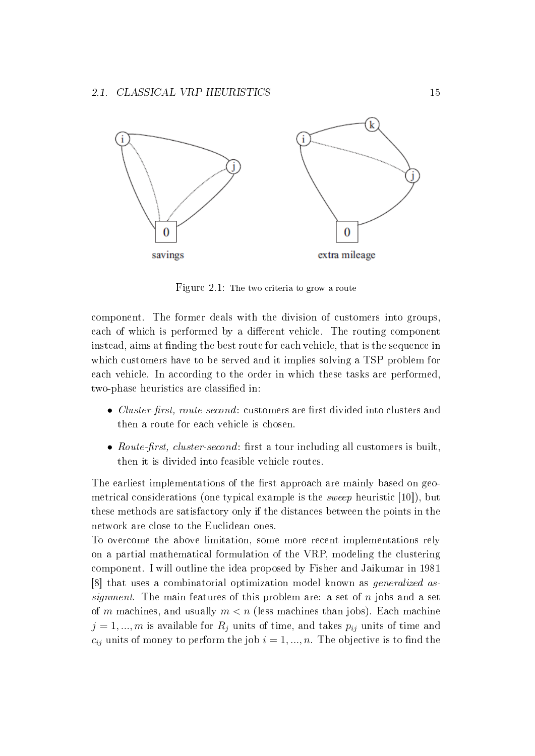Figure 2.1: The two criteria to grow a route

component. The former deals with the division of customers into groups, each of which is performed by a different vehicle. The routing component instead, aims at finding the best route for each vehicle, that is the sequence in which customers have to be served and it implies solving a TSP problem for each vehicle. In according to the order in which these tasks are performed, two-phase heuristics are classified in:

- *Cluster-first, route-second*: customers are first divided into clusters and then a route for each vehicle is chosen.
- *Route-first, cluster-second*: first a tour including all customers is built, then it is divided into feasible vehicle routes.

The earliest implementations of the first approach are mainly based on geometrical considerations (one typical example is the *sweep* heuristic [10]), but these methods are satisfactory only if the distances between the points in the network are close to the Euclidean ones.
To overcome the above limitation, some more recent implementations rely on a partial mathematical formulation of the VRP, modeling the clustering component. I will outline the idea proposed by Fisher and Jaikumar in 1981 [8] that uses a combinatorial optimization model known as *generalized assignment*. The main features of this problem are: a set of $n$ jobs and a set of $m$ machines, and usually $m < n$ (less machines than jobs). Each machine $j = 1, ..., m$ is available for $R_j$ units of time, and takes $p_{ij}$ units of time and $c_{ij}$ units of money to perform the job $i = 1, ..., n$. The objective is to find the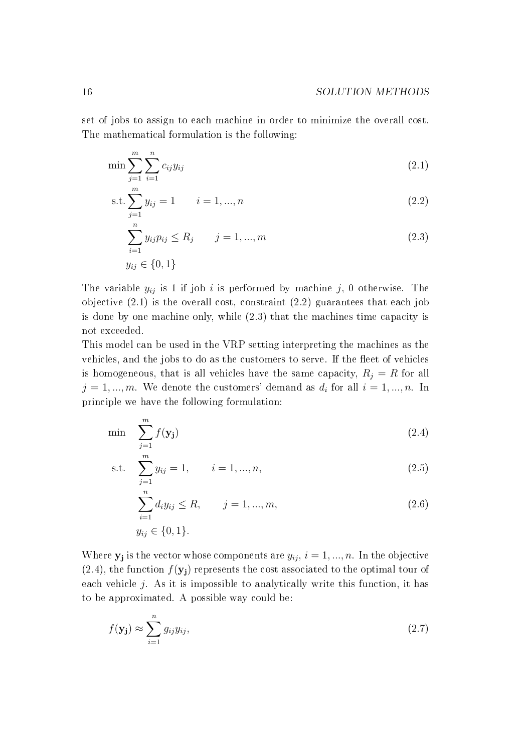set of jobs to assign to each machine in order to minimize the overall cost. The mathematical formulation is the following:

$$\min \sum_{j=1}^{m} \sum_{i=1}^{n} c_{ij} y_{ij} \tag{2.1}$$

$$\text{s.t.} \sum_{j=1}^{m} y_{ij} = 1 \qquad i = 1, ..., n \tag{2.2}$$

$$\sum_{i=1}^{n} y_{ij} p_{ij} \leq R_j \qquad j = 1, ..., m \tag{2.3}$$

$$y_{ij} \in \{0, 1\}$$

The variable $y_{ij}$ is 1 if job $i$ is performed by machine $j$, 0 otherwise. The objective (2.1) is the overall cost, constraint (2.2) guarantees that each job is done by one machine only, while (2.3) that the machines time capacity is not exceeded.

This model can be used in the VRP setting interpreting the machines as the vehicles, and the jobs to do as the customers to serve. If the fleet of vehicles is homogeneous, that is all vehicles have the same capacity, $R_j = R$ for all $j = 1, ..., m$. We denote the customers' demand as $d_i$ for all $i = 1, ..., n$. In principle we have the following formulation:

$$\min \quad \sum_{j=1}^{m} f(\mathbf{y_j}) \tag{2.4}$$

$$\text{s.t.} \quad \sum_{j=1}^{m} y_{ij} = 1, \qquad i = 1, ..., n, \tag{2.5}$$

$$\sum_{i=1}^{n} d_i y_{ij} \leq R, \qquad j = 1, ..., m, \tag{2.6}$$

$$y_{ij} \in \{0, 1\}.$$

Where $\mathbf{y_j}$ is the vector whose components are $y_{ij}$, $i = 1, ..., n$. In the objective (2.4), the function $f(\mathbf{y_j})$ represents the cost associated to the optimal tour of each vehicle $j$. As it is impossible to analytically write this function, it has to be approximated. A possible way could be:

$$f(\mathbf{y_j}) \approx \sum_{i=1}^{n} g_{ij} y_{ij}, \tag{2.7}$$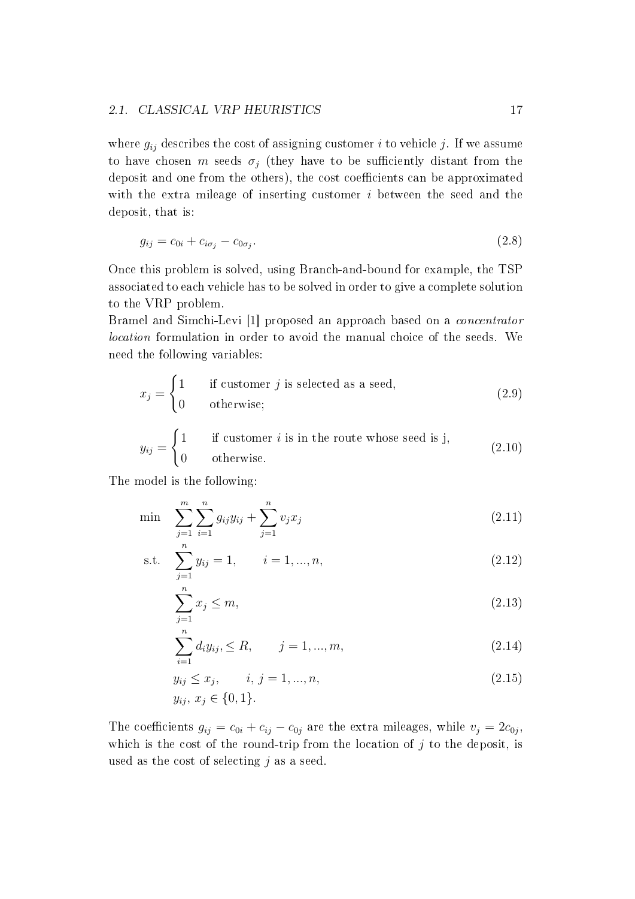where $g_{ij}$ describes the cost of assigning customer $i$ to vehicle $j$. If we assume to have chosen $m$ seeds $\sigma_j$ (they have to be sufficiently distant from the deposit and one from the others), the cost coefficients can be approximated with the extra mileage of inserting customer $i$ between the seed and the deposit, that is:

$$g_{ij} = c_{0i} + c_{i\sigma_j} - c_{0\sigma_j}. \tag{2.8}$$

Once this problem is solved, using Branch-and-bound for example, the TSP associated to each vehicle has to be solved in order to give a complete solution to the VRP problem.

Bramel and Simchi-Levi [1] proposed an approach based on a *concentrator location* formulation in order to avoid the manual choice of the seeds. We need the following variables:

$$x_j = \begin{cases} 1 & \text{if customer } j \text{ is selected as a seed,} \\ 0 & \text{otherwise;} \end{cases} \tag{2.9}$$

$$y_{ij} = \begin{cases} 1 & \text{if customer } i \text{ is in the route whose seed is j,} \\ 0 & \text{otherwise.} \end{cases} \tag{2.10}$$

The model is the following:

$$\min \quad \sum_{j=1}^{m} \sum_{i=1}^{n} g_{ij} y_{ij} + \sum_{j=1}^{n} v_j x_j \tag{2.11}$$

$$\text{s.t.} \quad \sum_{j=1}^{n} y_{ij} = 1, \qquad i = 1, ..., n, \tag{2.12}$$

$$\sum_{j=1}^{n} x_j \leq m, \tag{2.13}$$

$$\sum_{i=1}^{n} d_i y_{ij}, \leq R, \qquad j = 1, ..., m, \tag{2.14}$$

$$y_{ij} \leq x_j, \qquad i, j = 1, ..., n, \tag{2.15}$$

$$y_{ij},\ x_j \in \{0, 1\}.$$

The coefficients $g_{ij} = c_{0i} + c_{ij} - c_{0j}$ are the extra mileages, while $v_j = 2c_{0j}$, which is the cost of the round-trip from the location of $j$ to the deposit, is used as the cost of selecting $j$ as a seed.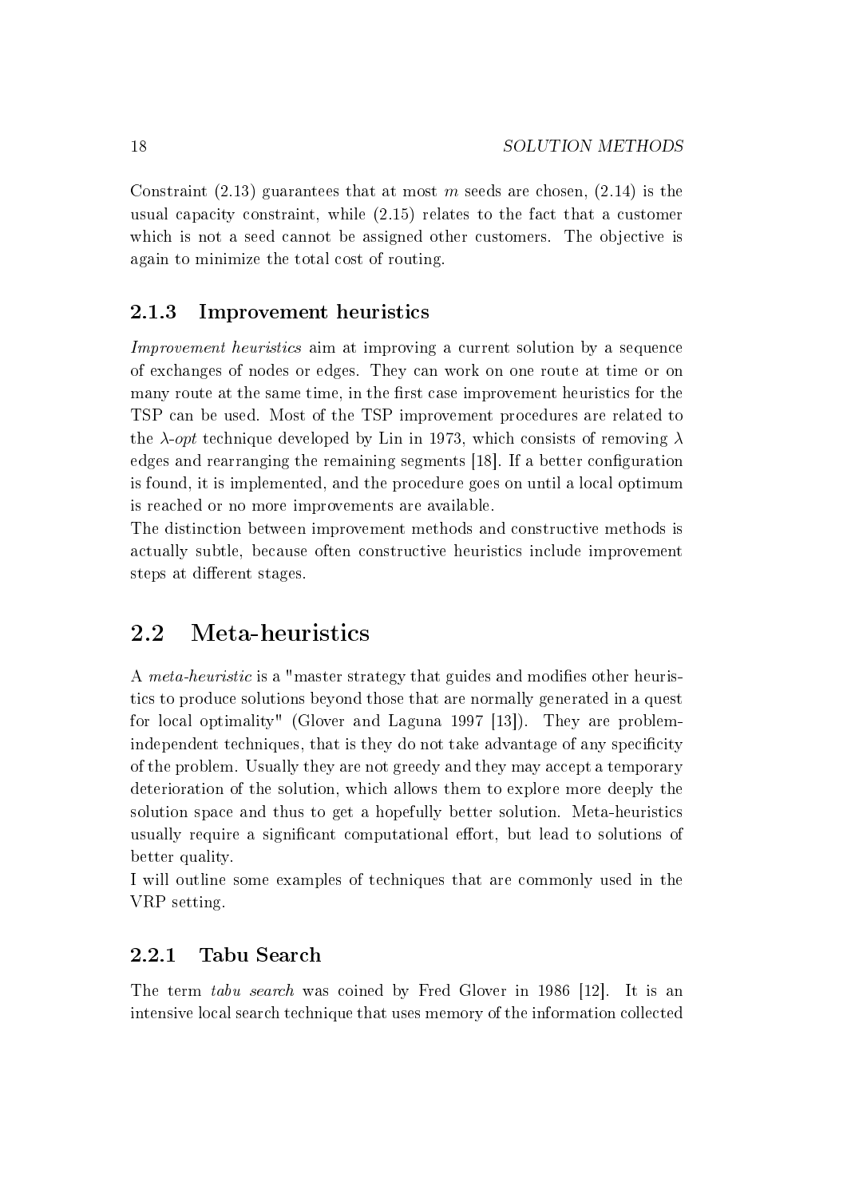Constraint (2.13) guarantees that at most $m$ seeds are chosen, (2.14) is the usual capacity constraint, while (2.15) relates to the fact that a customer which is not a seed cannot be assigned other customers. The objective is again to minimize the total cost of routing.

### 2.1.3 Improvement heuristics

*Improvement heuristics* aim at improving a current solution by a sequence of exchanges of nodes or edges. They can work on one route at time or on many route at the same time, in the first case improvement heuristics for the TSP can be used. Most of the TSP improvement procedures are related to the $\lambda$-*opt* technique developed by Lin in 1973, which consists of removing $\lambda$ edges and rearranging the remaining segments [18]. If a better configuration is found, it is implemented, and the procedure goes on until a local optimum is reached or no more improvements are available.
The distinction between improvement methods and constructive methods is actually subtle, because often constructive heuristics include improvement steps at different stages.

## 2.2 Meta-heuristics

A *meta-heuristic* is a "master strategy that guides and modifies other heuristics to produce solutions beyond those that are normally generated in a quest for local optimality" (Glover and Laguna 1997 [13]). They are problem-independent techniques, that is they do not take advantage of any specificity of the problem. Usually they are not greedy and they may accept a temporary deterioration of the solution, which allows them to explore more deeply the solution space and thus to get a hopefully better solution. Meta-heuristics usually require a significant computational effort, but lead to solutions of better quality.
I will outline some examples of techniques that are commonly used in the VRP setting.

### 2.2.1 Tabu Search

The term *tabu search* was coined by Fred Glover in 1986 [12]. It is an intensive local search technique that uses memory of the information collected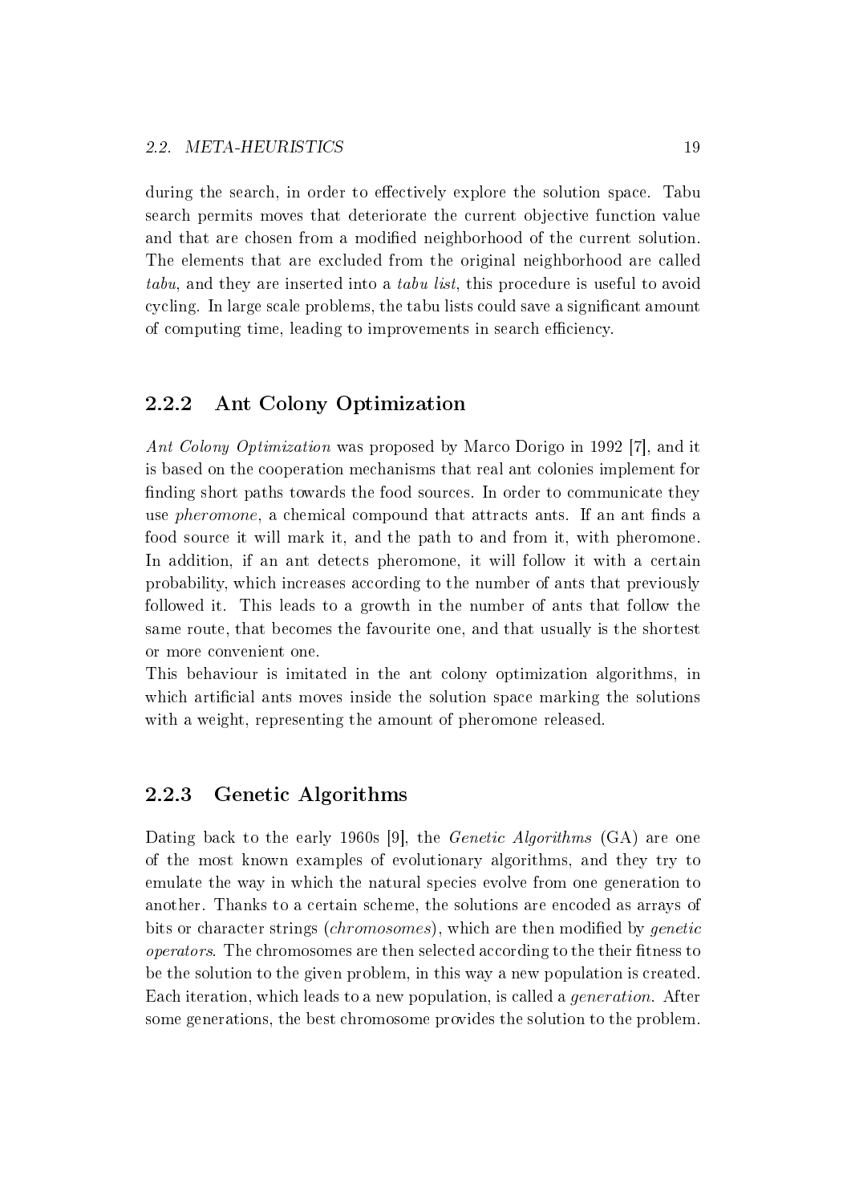during the search, in order to effectively explore the solution space. Tabu search permits moves that deteriorate the current objective function value and that are chosen from a modified neighborhood of the current solution. The elements that are excluded from the original neighborhood are called *tabu*, and they are inserted into a *tabu list*, this procedure is useful to avoid cycling. In large scale problems, the tabu lists could save a significant amount of computing time, leading to improvements in search efficiency.

### 2.2.2 Ant Colony Optimization

*Ant Colony Optimization* was proposed by Marco Dorigo in 1992 [7], and it is based on the cooperation mechanisms that real ant colonies implement for finding short paths towards the food sources. In order to communicate they use *pheromone*, a chemical compound that attracts ants. If an ant finds a food source it will mark it, and the path to and from it, with pheromone. In addition, if an ant detects pheromone, it will follow it with a certain probability, which increases according to the number of ants that previously followed it. This leads to a growth in the number of ants that follow the same route, that becomes the favourite one, and that usually is the shortest or more convenient one.

This behaviour is imitated in the ant colony optimization algorithms, in which artificial ants moves inside the solution space marking the solutions with a weight, representing the amount of pheromone released.

### 2.2.3 Genetic Algorithms

Dating back to the early 1960s [9], the *Genetic Algorithms* (GA) are one of the most known examples of evolutionary algorithms, and they try to emulate the way in which the natural species evolve from one generation to another. Thanks to a certain scheme, the solutions are encoded as arrays of bits or character strings (*chromosomes*), which are then modified by *genetic operators*. The chromosomes are then selected according to the their fitness to be the solution to the given problem, in this way a new population is created. Each iteration, which leads to a new population, is called a *generation*. After some generations, the best chromosome provides the solution to the problem.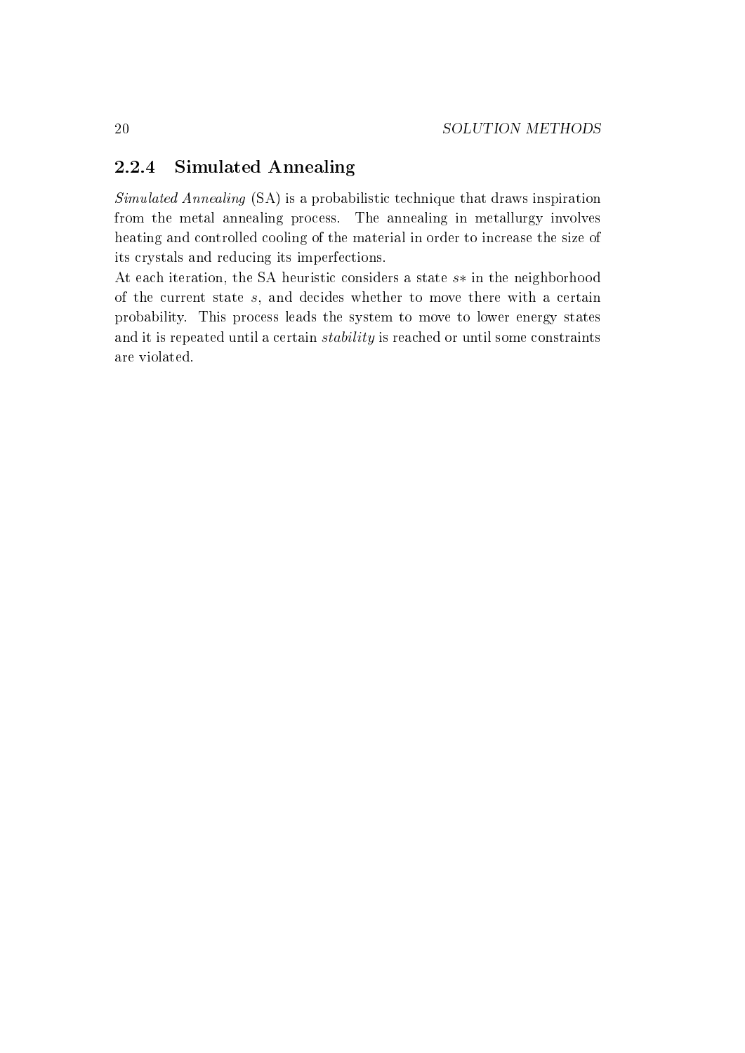### 2.2.4 Simulated Annealing

*Simulated Annealing* (SA) is a probabilistic technique that draws inspiration from the metal annealing process. The annealing in metallurgy involves heating and controlled cooling of the material in order to increase the size of its crystals and reducing its imperfections.

At each iteration, the SA heuristic considers a state $s*$ in the neighborhood of the current state $s$, and decides whether to move there with a certain probability. This process leads the system to move to lower energy states and it is repeated until a certain *stability* is reached or until some constraints are violated.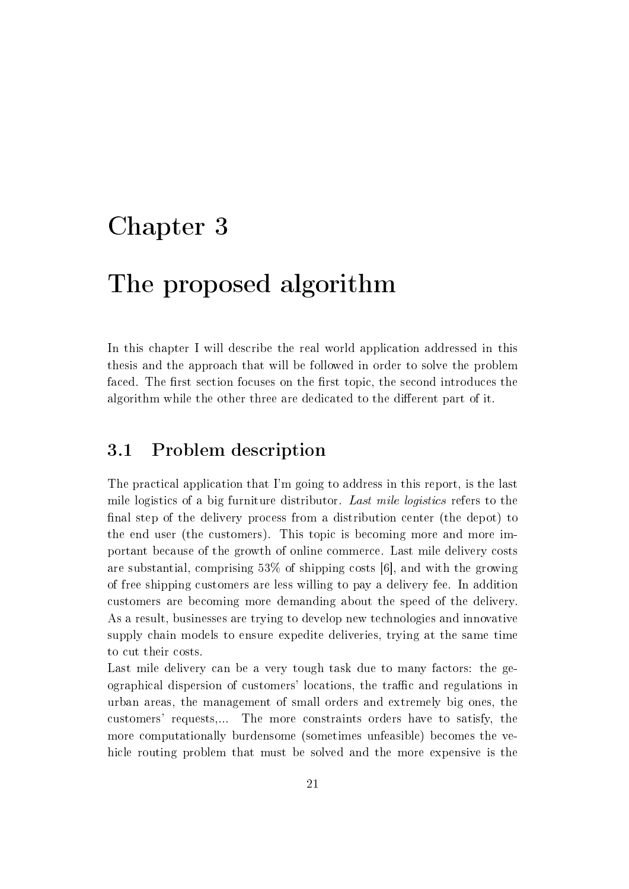# Chapter 3

# The proposed algorithm

In this chapter I will describe the real world application addressed in this thesis and the approach that will be followed in order to solve the problem faced. The first section focuses on the first topic, the second introduces the algorithm while the other three are dedicated to the different part of it.

## 3.1 Problem description

The practical application that I'm going to address in this report, is the last mile logistics of a big furniture distributor. *Last mile logistics* refers to the final step of the delivery process from a distribution center (the depot) to the end user (the customers). This topic is becoming more and more important because of the growth of online commerce. Last mile delivery costs are substantial, comprising 53% of shipping costs [6], and with the growing of free shipping customers are less willing to pay a delivery fee. In addition customers are becoming more demanding about the speed of the delivery. As a result, businesses are trying to develop new technologies and innovative supply chain models to ensure expedite deliveries, trying at the same time to cut their costs.

Last mile delivery can be a very tough task due to many factors: the geographical dispersion of customers' locations, the traffic and regulations in urban areas, the management of small orders and extremely big ones, the customers' requests,... The more constraints orders have to satisfy, the more computationally burdensome (sometimes unfeasible) becomes the vehicle routing problem that must be solved and the more expensive is the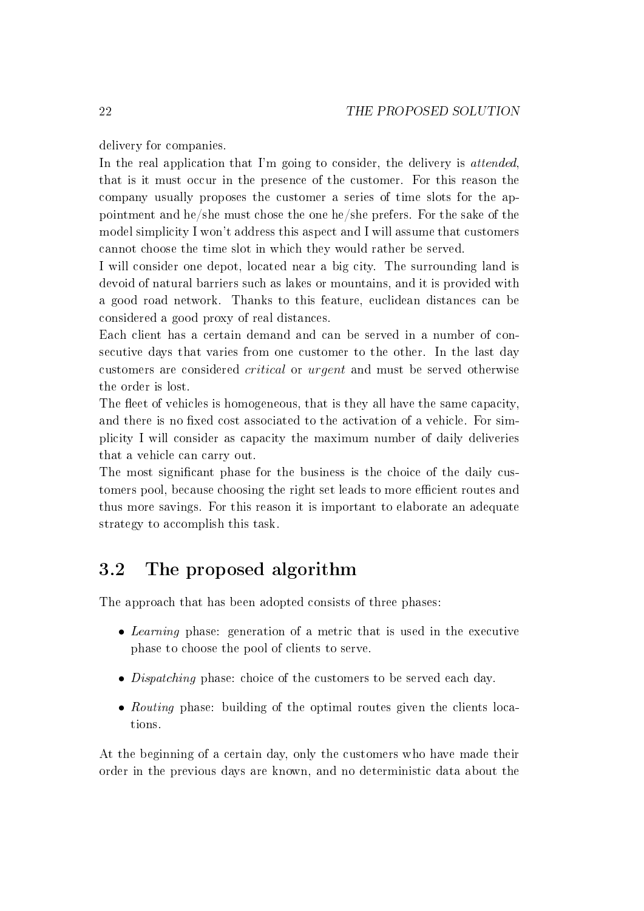delivery for companies.

In the real application that I'm going to consider, the delivery is *attended*, that is it must occur in the presence of the customer. For this reason the company usually proposes the customer a series of time slots for the appointment and he/she must chose the one he/she prefers. For the sake of the model simplicity I won't address this aspect and I will assume that customers cannot choose the time slot in which they would rather be served.

I will consider one depot, located near a big city. The surrounding land is devoid of natural barriers such as lakes or mountains, and it is provided with a good road network. Thanks to this feature, euclidean distances can be considered a good proxy of real distances.

Each client has a certain demand and can be served in a number of consecutive days that varies from one customer to the other. In the last day customers are considered *critical* or *urgent* and must be served otherwise the order is lost.

The fleet of vehicles is homogeneous, that is they all have the same capacity, and there is no fixed cost associated to the activation of a vehicle. For simplicity I will consider as capacity the maximum number of daily deliveries that a vehicle can carry out.

The most significant phase for the business is the choice of the daily customers pool, because choosing the right set leads to more efficient routes and thus more savings. For this reason it is important to elaborate an adequate strategy to accomplish this task.

## 3.2 The proposed algorithm

The approach that has been adopted consists of three phases:

- *Learning* phase: generation of a metric that is used in the executive phase to choose the pool of clients to serve.
- *Dispatching* phase: choice of the customers to be served each day.
- *Routing* phase: building of the optimal routes given the clients locations.

At the beginning of a certain day, only the customers who have made their order in the previous days are known, and no deterministic data about the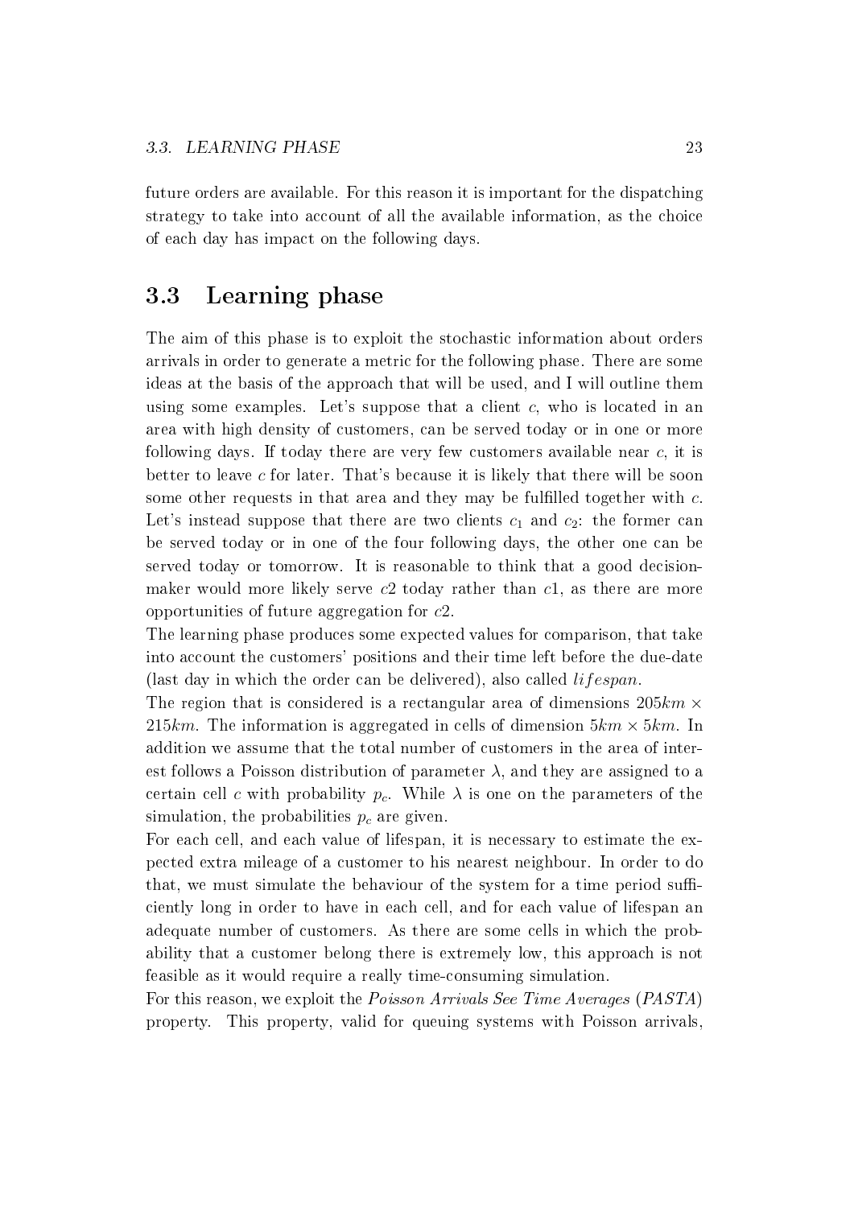future orders are available. For this reason it is important for the dispatching strategy to take into account of all the available information, as the choice of each day has impact on the following days.

## 3.3 Learning phase

The aim of this phase is to exploit the stochastic information about orders arrivals in order to generate a metric for the following phase. There are some ideas at the basis of the approach that will be used, and I will outline them using some examples. Let's suppose that a client $c$, who is located in an area with high density of customers, can be served today or in one or more following days. If today there are very few customers available near $c$, it is better to leave $c$ for later. That's because it is likely that there will be soon some other requests in that area and they may be fulfilled together with $c$. Let's instead suppose that there are two clients $c_1$ and $c_2$: the former can be served today or in one of the four following days, the other one can be served today or tomorrow. It is reasonable to think that a good decision-maker would more likely serve $c2$ today rather than $c1$, as there are more opportunities of future aggregation for $c2$.
The learning phase produces some expected values for comparison, that take into account the customers' positions and their time left before the due-date (last day in which the order can be delivered), also called $lifespan$.
The region that is considered is a rectangular area of dimensions $205km \times 215km$. The information is aggregated in cells of dimension $5km \times 5km$. In addition we assume that the total number of customers in the area of interest follows a Poisson distribution of parameter $\lambda$, and they are assigned to a certain cell $c$ with probability $p_c$. While $\lambda$ is one on the parameters of the simulation, the probabilities $p_c$ are given.
For each cell, and each value of lifespan, it is necessary to estimate the expected extra mileage of a customer to his nearest neighbour. In order to do that, we must simulate the behaviour of the system for a time period sufficiently long in order to have in each cell, and for each value of lifespan an adequate number of customers. As there are some cells in which the probability that a customer belong there is extremely low, this approach is not feasible as it would require a really time-consuming simulation.
For this reason, we exploit the *Poisson Arrivals See Time Averages* (*PASTA*) property. This property, valid for queuing systems with Poisson arrivals,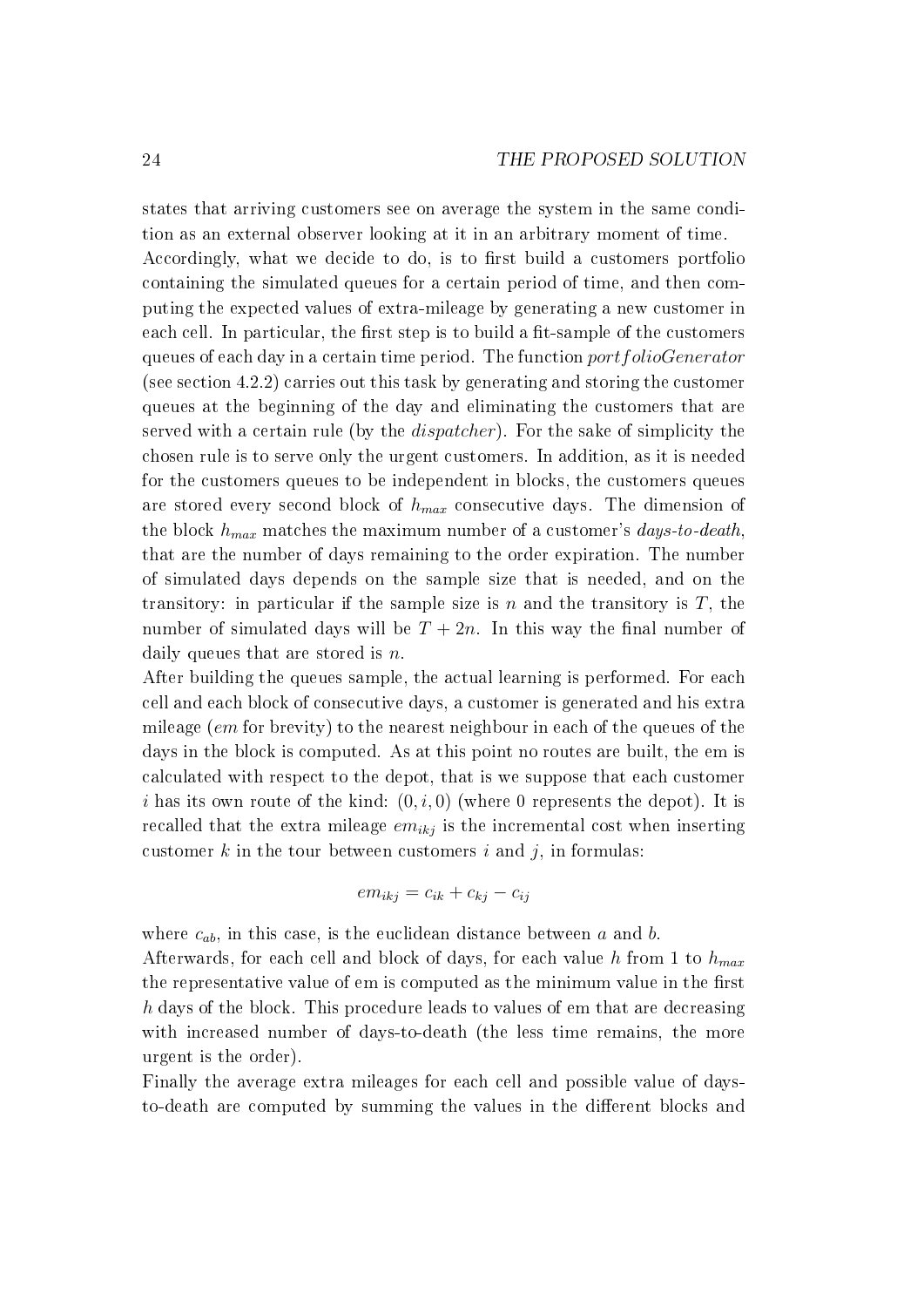states that arriving customers see on average the system in the same condition as an external observer looking at it in an arbitrary moment of time.

Accordingly, what we decide to do, is to first build a customers portfolio containing the simulated queues for a certain period of time, and then computing the expected values of extra-mileage by generating a new customer in each cell. In particular, the first step is to build a fit-sample of the customers queues of each day in a certain time period. The function *portfolioGenerator* (see section 4.2.2) carries out this task by generating and storing the customer queues at the beginning of the day and eliminating the customers that are served with a certain rule (by the *dispatcher*). For the sake of simplicity the chosen rule is to serve only the urgent customers. In addition, as it is needed for the customers queues to be independent in blocks, the customers queues are stored every second block of $h_{max}$ consecutive days. The dimension of the block $h_{max}$ matches the maximum number of a customer's *days-to-death*, that are the number of days remaining to the order expiration. The number of simulated days depends on the sample size that is needed, and on the transitory: in particular if the sample size is $n$ and the transitory is $T$, the number of simulated days will be $T + 2n$. In this way the final number of daily queues that are stored is $n$.

After building the queues sample, the actual learning is performed. For each cell and each block of consecutive days, a customer is generated and his extra mileage (*em* for brevity) to the nearest neighbour in each of the queues of the days in the block is computed. As at this point no routes are built, the em is calculated with respect to the depot, that is we suppose that each customer $i$ has its own route of the kind: $(0, i, 0)$ (where 0 represents the depot). It is recalled that the extra mileage $em_{ikj}$ is the incremental cost when inserting customer $k$ in the tour between customers $i$ and $j$, in formulas:

$$em_{ikj} = c_{ik} + c_{kj} - c_{ij}$$

where $c_{ab}$, in this case, is the euclidean distance between $a$ and $b$.

Afterwards, for each cell and block of days, for each value $h$ from 1 to $h_{max}$ the representative value of em is computed as the minimum value in the first $h$ days of the block. This procedure leads to values of em that are decreasing with increased number of days-to-death (the less time remains, the more urgent is the order).

Finally the average extra mileages for each cell and possible value of days-to-death are computed by summing the values in the different blocks and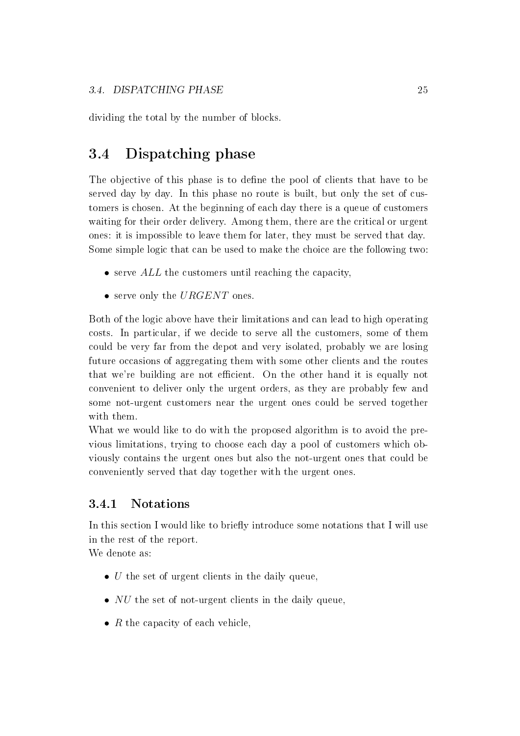dividing the total by the number of blocks.

## 3.4 Dispatching phase

The objective of this phase is to define the pool of clients that have to be served day by day. In this phase no route is built, but only the set of customers is chosen. At the beginning of each day there is a queue of customers waiting for their order delivery. Among them, there are the critical or urgent ones: it is impossible to leave them for later, they must be served that day. Some simple logic that can be used to make the choice are the following two:

- serve $ALL$ the customers until reaching the capacity,
- serve only the $URGENT$ ones.

Both of the logic above have their limitations and can lead to high operating costs. In particular, if we decide to serve all the customers, some of them could be very far from the depot and very isolated, probably we are losing future occasions of aggregating them with some other clients and the routes that we're building are not efficient. On the other hand it is equally not convenient to deliver only the urgent orders, as they are probably few and some not-urgent customers near the urgent ones could be served together with them.

What we would like to do with the proposed algorithm is to avoid the previous limitations, trying to choose each day a pool of customers which obviously contains the urgent ones but also the not-urgent ones that could be conveniently served that day together with the urgent ones.

### 3.4.1 Notations

In this section I would like to briefly introduce some notations that I will use in the rest of the report.

We denote as:

- $U$ the set of urgent clients in the daily queue,
- $NU$ the set of not-urgent clients in the daily queue,
- $R$ the capacity of each vehicle,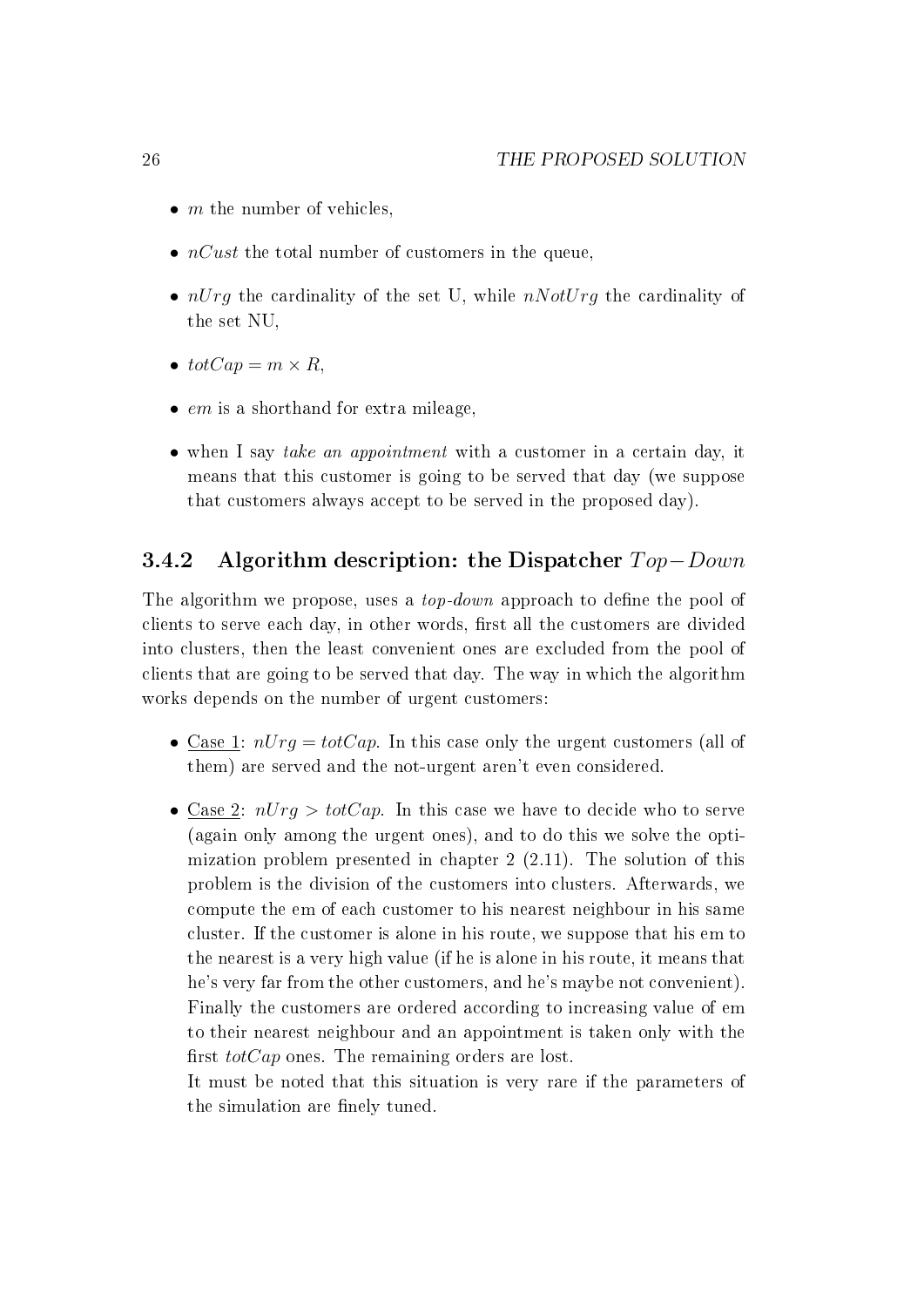- $m$ the number of vehicles,
- $nCust$ the total number of customers in the queue,
- $nUrg$ the cardinality of the set U, while $nNotUrg$ the cardinality of the set NU,
- $totCap = m \times R$,
- $em$ is a shorthand for extra mileage,
- when I say *take an appointment* with a customer in a certain day, it means that this customer is going to be served that day (we suppose that customers always accept to be served in the proposed day).

### 3.4.2 Algorithm description: the Dispatcher $Top-Down$

The algorithm we propose, uses a *top-down* approach to define the pool of clients to serve each day, in other words, first all the customers are divided into clusters, then the least convenient ones are excluded from the pool of clients that are going to be served that day. The way in which the algorithm works depends on the number of urgent customers:

- Case 1: $nUrg = totCap$. In this case only the urgent customers (all of them) are served and the not-urgent aren't even considered.
- Case 2: $nUrg > totCap$. In this case we have to decide who to serve (again only among the urgent ones), and to do this we solve the optimization problem presented in chapter 2 (2.11). The solution of this problem is the division of the customers into clusters. Afterwards, we compute the em of each customer to his nearest neighbour in his same cluster. If the customer is alone in his route, we suppose that his em to the nearest is a very high value (if he is alone in his route, it means that he's very far from the other customers, and he's maybe not convenient). Finally the customers are ordered according to increasing value of em to their nearest neighbour and an appointment is taken only with the first $totCap$ ones. The remaining orders are lost.

  It must be noted that this situation is very rare if the parameters of the simulation are finely tuned.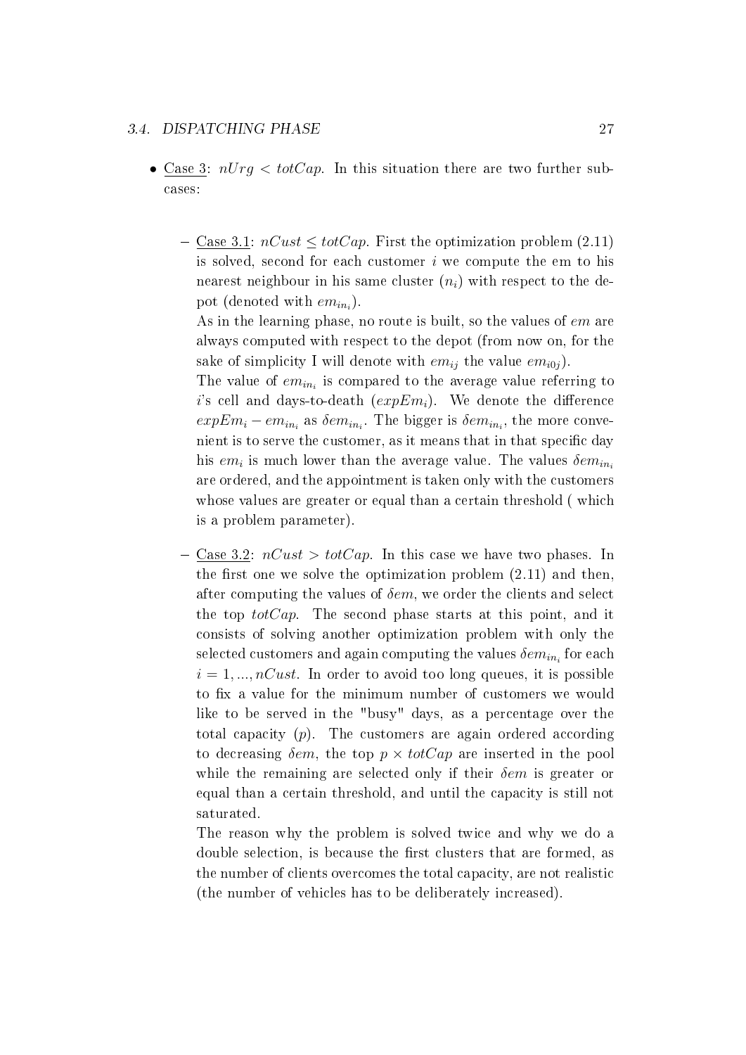- Case 3: $nUrg < totCap$. In this situation there are two further subcases:

  - Case 3.1: $nCust \leq totCap$. First the optimization problem (2.11) is solved, second for each customer $i$ we compute the em to his nearest neighbour in his same cluster ($n_i$) with respect to the depot (denoted with $em_{in_i}$).

    As in the learning phase, no route is built, so the values of $em$ are always computed with respect to the depot (from now on, for the sake of simplicity I will denote with $em_{ij}$ the value $em_{i0j}$).

    The value of $em_{in_i}$ is compared to the average value referring to $i$'s cell and days-to-death ($expEm_i$). We denote the difference $expEm_i - em_{in_i}$ as $\delta em_{in_i}$. The bigger is $\delta em_{in_i}$, the more convenient is to serve the customer, as it means that in that specific day his $em_i$ is much lower than the average value. The values $\delta em_{in_i}$ are ordered, and the appointment is taken only with the customers whose values are greater or equal than a certain threshold ( which is a problem parameter).

  - Case 3.2: $nCust > totCap$. In this case we have two phases. In the first one we solve the optimization problem (2.11) and then, after computing the values of $\delta em$, we order the clients and select the top $totCap$. The second phase starts at this point, and it consists of solving another optimization problem with only the selected customers and again computing the values $\delta em_{in_i}$ for each $i = 1, ..., nCust$. In order to avoid too long queues, it is possible to fix a value for the minimum number of customers we would like to be served in the "busy" days, as a percentage over the total capacity ($p$). The customers are again ordered according to decreasing $\delta em$, the top $p \times totCap$ are inserted in the pool while the remaining are selected only if their $\delta em$ is greater or equal than a certain threshold, and until the capacity is still not saturated.

    The reason why the problem is solved twice and why we do a double selection, is because the first clusters that are formed, as the number of clients overcomes the total capacity, are not realistic (the number of vehicles has to be deliberately increased).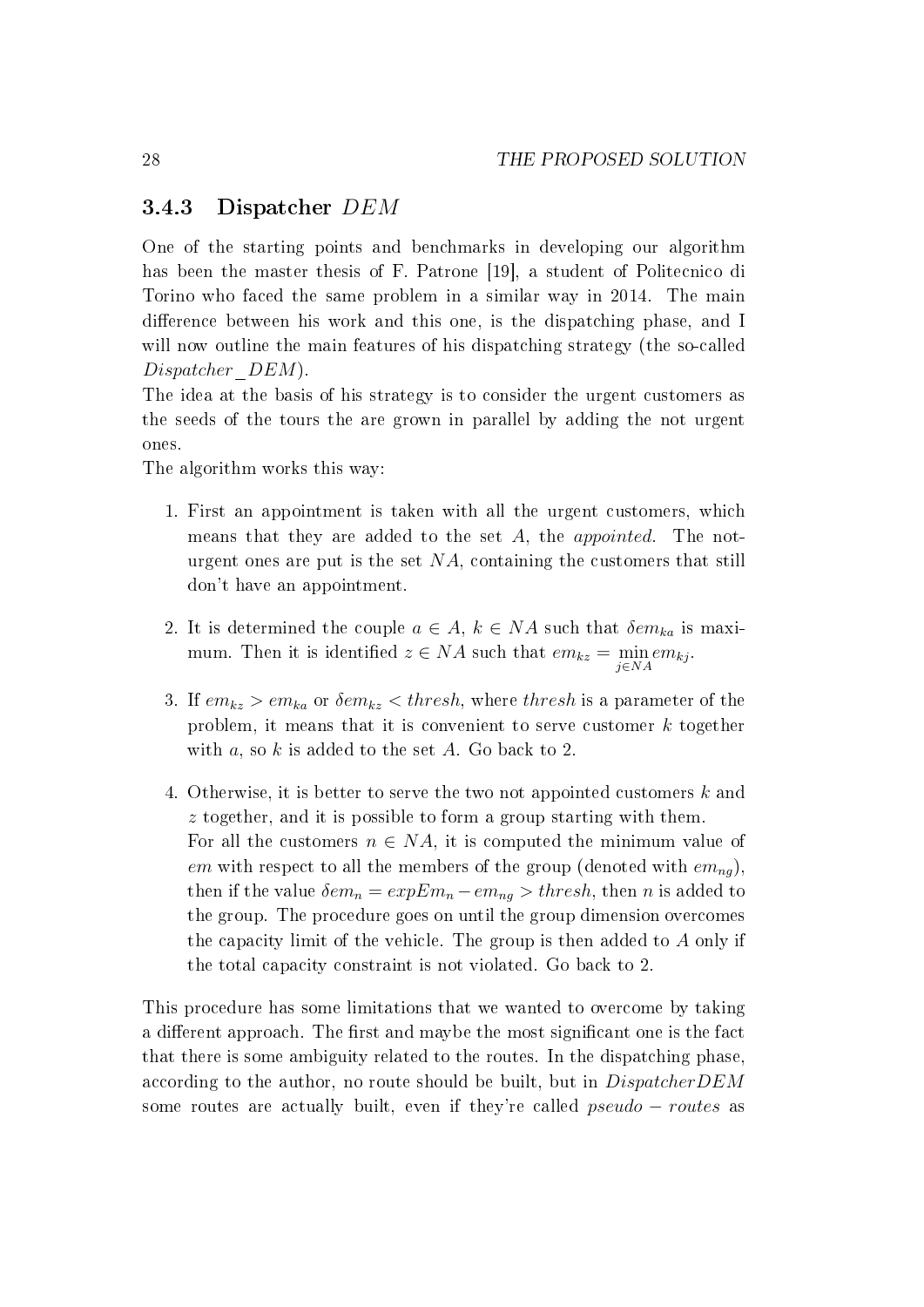### 3.4.3 Dispatcher $DEM$

One of the starting points and benchmarks in developing our algorithm has been the master thesis of F. Patrone [19], a student of Politecnico di Torino who faced the same problem in a similar way in 2014. The main difference between his work and this one, is the dispatching phase, and I will now outline the main features of his dispatching strategy (the so-called $Dispatcher\_DEM$).

The idea at the basis of his strategy is to consider the urgent customers as the seeds of the tours the are grown in parallel by adding the not urgent ones.

The algorithm works this way:

1. First an appointment is taken with all the urgent customers, which means that they are added to the set $A$, the *appointed*. The not-urgent ones are put is the set $NA$, containing the customers that still don't have an appointment.

2. It is determined the couple $a \in A$, $k \in NA$ such that $\delta em_{ka}$ is maximum. Then it is identified $z \in NA$ such that $em_{kz} = \min_{j \in NA} em_{kj}$.

3. If $em_{kz} > em_{ka}$ or $\delta em_{kz} < thresh$, where $thresh$ is a parameter of the problem, it means that it is convenient to serve customer $k$ together with $a$, so $k$ is added to the set $A$. Go back to 2.

4. Otherwise, it is better to serve the two not appointed customers $k$ and $z$ together, and it is possible to form a group starting with them. For all the customers $n \in NA$, it is computed the minimum value of $em$ with respect to all the members of the group (denoted with $em_{ng}$), then if the value $\delta em_n = expEm_n - em_{ng} > thresh$, then $n$ is added to the group. The procedure goes on until the group dimension overcomes the capacity limit of the vehicle. The group is then added to $A$ only if the total capacity constraint is not violated. Go back to 2.

This procedure has some limitations that we wanted to overcome by taking a different approach. The first and maybe the most significant one is the fact that there is some ambiguity related to the routes. In the dispatching phase, according to the author, no route should be built, but in $DispatcherDEM$ some routes are actually built, even if they're called $pseudo - routes$ as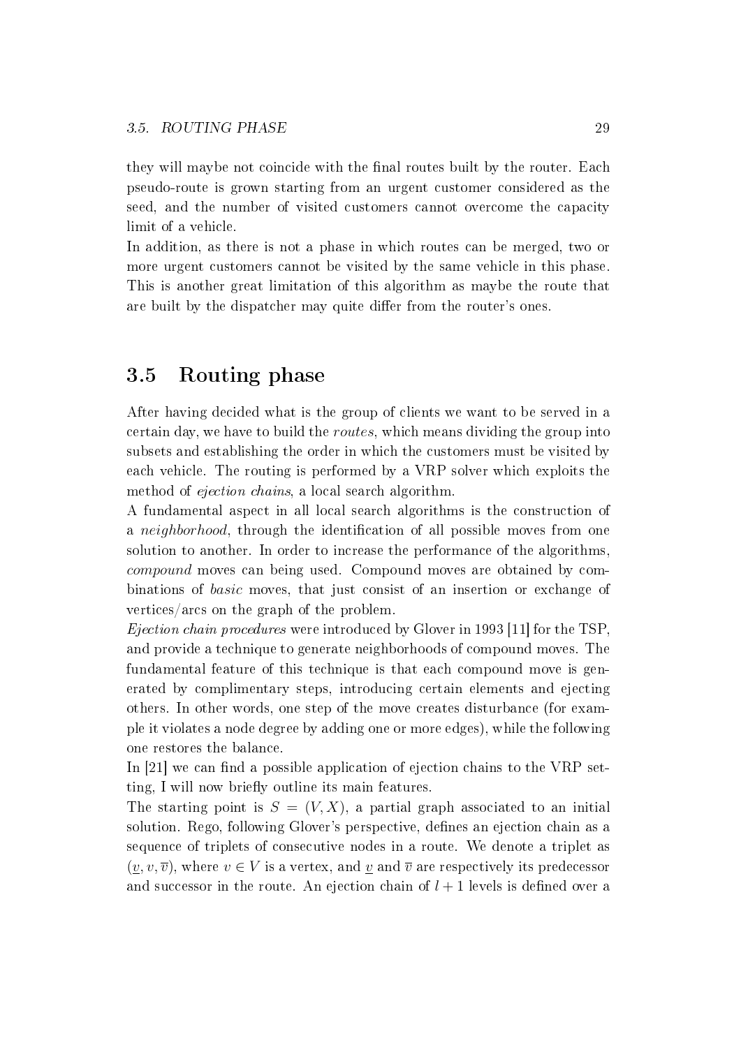they will maybe not coincide with the final routes built by the router. Each pseudo-route is grown starting from an urgent customer considered as the seed, and the number of visited customers cannot overcome the capacity limit of a vehicle.
In addition, as there is not a phase in which routes can be merged, two or more urgent customers cannot be visited by the same vehicle in this phase. This is another great limitation of this algorithm as maybe the route that are built by the dispatcher may quite differ from the router's ones.

## 3.5 Routing phase

After having decided what is the group of clients we want to be served in a certain day, we have to build the *routes*, which means dividing the group into subsets and establishing the order in which the customers must be visited by each vehicle. The routing is performed by a VRP solver which exploits the method of *ejection chains*, a local search algorithm.
A fundamental aspect in all local search algorithms is the construction of a *neighborhood*, through the identification of all possible moves from one solution to another. In order to increase the performance of the algorithms, *compound* moves can being used. Compound moves are obtained by combinations of *basic* moves, that just consist of an insertion or exchange of vertices/arcs on the graph of the problem.
*Ejection chain procedures* were introduced by Glover in 1993 [11] for the TSP, and provide a technique to generate neighborhoods of compound moves. The fundamental feature of this technique is that each compound move is generated by complimentary steps, introducing certain elements and ejecting others. In other words, one step of the move creates disturbance (for example it violates a node degree by adding one or more edges), while the following one restores the balance.
In [21] we can find a possible application of ejection chains to the VRP setting, I will now briefly outline its main features.
The starting point is $S = (V, X)$, a partial graph associated to an initial solution. Rego, following Glover's perspective, defines an ejection chain as a sequence of triplets of consecutive nodes in a route. We denote a triplet as $(\underline{v}, v, \overline{v})$, where $v \in V$ is a vertex, and $\underline{v}$ and $\overline{v}$ are respectively its predecessor and successor in the route. An ejection chain of $l + 1$ levels is defined over a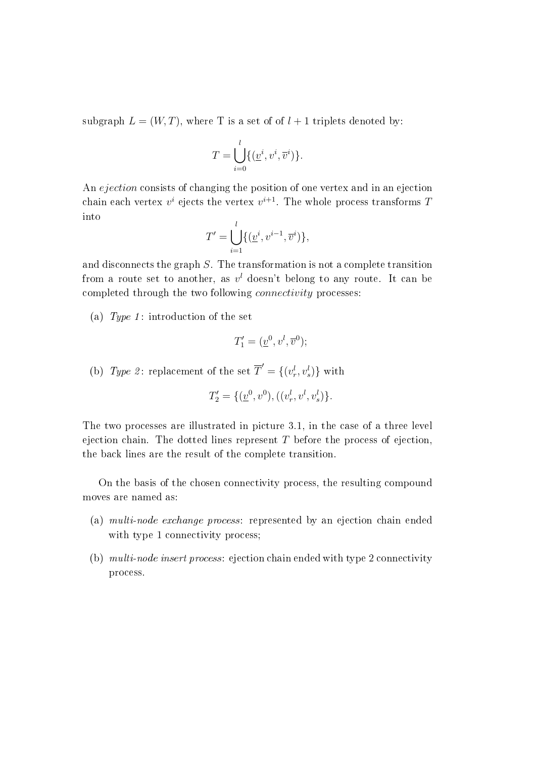subgraph $L = (W, T)$, where T is a set of of $l + 1$ triplets denoted by:

$$T = \bigcup_{i=0}^{l} \{(\underline{v}^i, v^i, \overline{v}^i)\}.$$

An *ejection* consists of changing the position of one vertex and in an ejection chain each vertex $v^i$ ejects the vertex $v^{i+1}$. The whole process transforms $T$ into

$$T' = \bigcup_{i=1}^{l} \{(\underline{v}^i, v^{i-1}, \overline{v}^i)\},$$

and disconnects the graph $S$. The transformation is not a complete transition from a route set to another, as $v^l$ doesn't belong to any route. It can be completed through the two following *connectivity* processes:

(a) *Type 1*: introduction of the set

$$T_1' = (\underline{v}^0, v^l, \overline{v}^0);$$

(b) *Type 2*: replacement of the set $\overline{T}' = \{(v_r^l, v_s^l)\}$ with

$$T_2' = \{(\underline{v}^0, v^0), ((v_r^l, v^l, v_s^l)\}.$$

The two processes are illustrated in picture 3.1, in the case of a three level ejection chain. The dotted lines represent $T$ before the process of ejection, the back lines are the result of the complete transition.

On the basis of the chosen connectivity process, the resulting compound moves are named as:

(a) *multi-node exchange process*: represented by an ejection chain ended with type 1 connectivity process;

(b) *multi-node insert process*: ejection chain ended with type 2 connectivity process.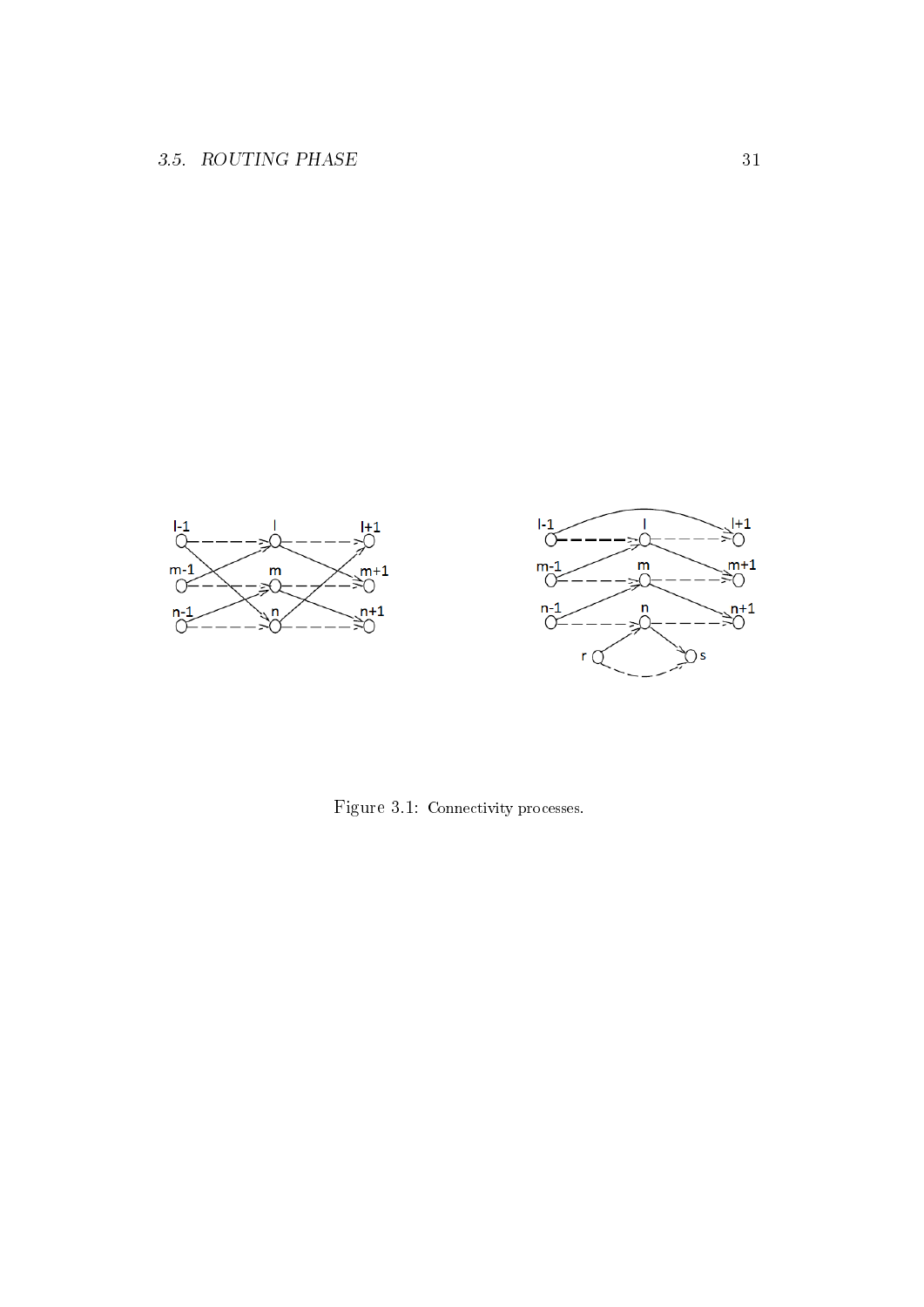Figure 3.1: Connectivity processes.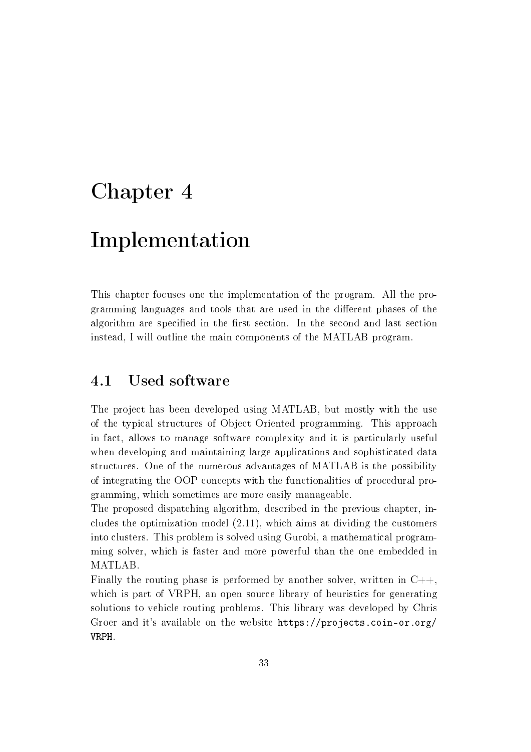# Chapter 4

# Implementation

This chapter focuses one the implementation of the program. All the programming languages and tools that are used in the different phases of the algorithm are specified in the first section. In the second and last section instead, I will outline the main components of the MATLAB program.

## 4.1 Used software

The project has been developed using MATLAB, but mostly with the use of the typical structures of Object Oriented programming. This approach in fact, allows to manage software complexity and it is particularly useful when developing and maintaining large applications and sophisticated data structures. One of the numerous advantages of MATLAB is the possibility of integrating the OOP concepts with the functionalities of procedural programming, which sometimes are more easily manageable.

The proposed dispatching algorithm, described in the previous chapter, includes the optimization model (2.11), which aims at dividing the customers into clusters. This problem is solved using Gurobi, a mathematical programming solver, which is faster and more powerful than the one embedded in MATLAB.

Finally the routing phase is performed by another solver, written in C++, which is part of VRPH, an open source library of heuristics for generating solutions to vehicle routing problems. This library was developed by Chris Groer and it's available on the website `https://projects.coin-or.org/VRPH`.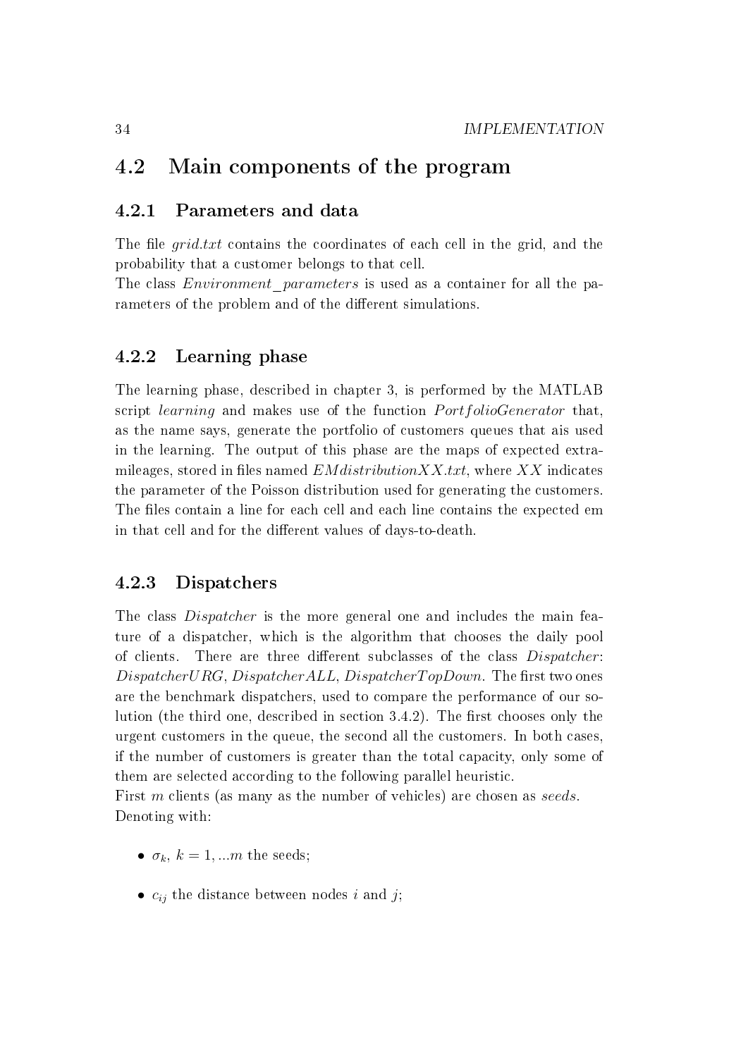## 4.2 Main components of the program

### 4.2.1 Parameters and data

The file *grid.txt* contains the coordinates of each cell in the grid, and the probability that a customer belongs to that cell.
The class *Environment_parameters* is used as a container for all the parameters of the problem and of the different simulations.

### 4.2.2 Learning phase

The learning phase, described in chapter 3, is performed by the MATLAB script *learning* and makes use of the function *PortfolioGenerator* that, as the name says, generate the portfolio of customers queues that ais used in the learning. The output of this phase are the maps of expected extra-mileages, stored in files named *EMdistributionXX.txt*, where $XX$ indicates the parameter of the Poisson distribution used for generating the customers. The files contain a line for each cell and each line contains the expected em in that cell and for the different values of days-to-death.

### 4.2.3 Dispatchers

The class *Dispatcher* is the more general one and includes the main feature of a dispatcher, which is the algorithm that chooses the daily pool of clients. There are three different subclasses of the class *Dispatcher*: *DispatcherURG*, *DispatcherALL*, *DispatcherTopDown*. The first two ones are the benchmark dispatchers, used to compare the performance of our solution (the third one, described in section 3.4.2). The first chooses only the urgent customers in the queue, the second all the customers. In both cases, if the number of customers is greater than the total capacity, only some of them are selected according to the following parallel heuristic.
First $m$ clients (as many as the number of vehicles) are chosen as *seeds*. Denoting with:

- $\sigma_k$, $k = 1, ...m$ the seeds;
- $c_{ij}$ the distance between nodes $i$ and $j$;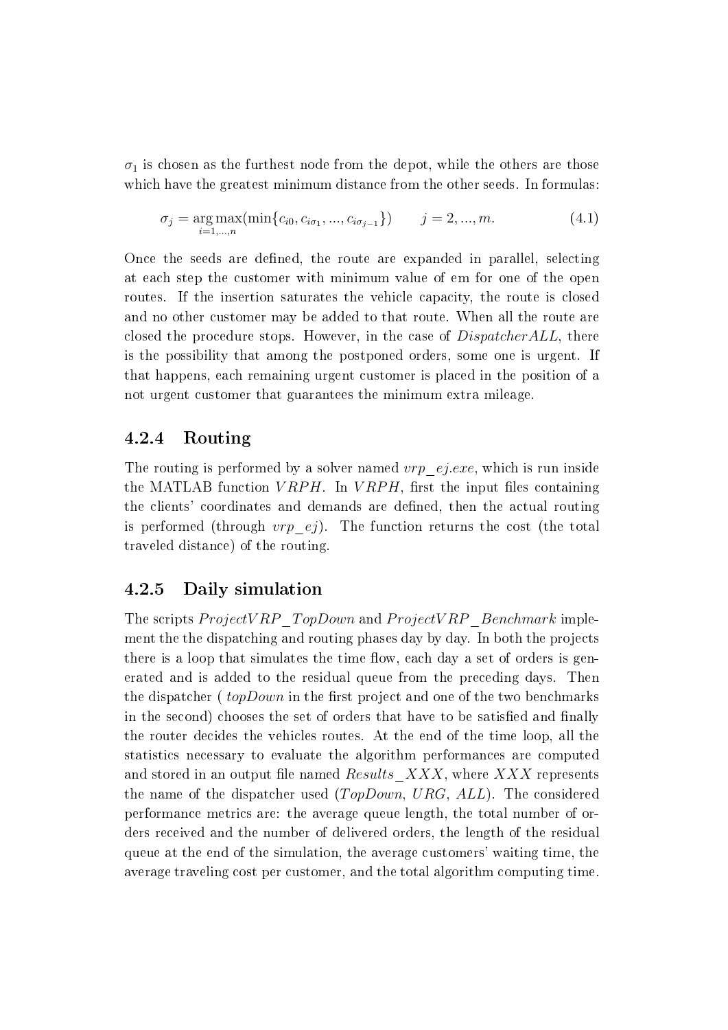$\sigma_1$ is chosen as the furthest node from the depot, while the others are those which have the greatest minimum distance from the other seeds. In formulas:

$$\sigma_j = \underset{i=1,...,n}{\arg\max}(\min\{c_{i0}, c_{i\sigma_1}, ..., c_{i\sigma_{j-1}}\}) \qquad j = 2, ..., m. \tag{4.1}$$

Once the seeds are defined, the route are expanded in parallel, selecting at each step the customer with minimum value of em for one of the open routes. If the insertion saturates the vehicle capacity, the route is closed and no other customer may be added to that route. When all the route are closed the procedure stops. However, in the case of *DispatcherALL*, there is the possibility that among the postponed orders, some one is urgent. If that happens, each remaining urgent customer is placed in the position of a not urgent customer that guarantees the minimum extra mileage.

### 4.2.4 Routing

The routing is performed by a solver named *vrp_ej.exe*, which is run inside the MATLAB function *VRPH*. In *VRPH*, first the input files containing the clients' coordinates and demands are defined, then the actual routing is performed (through *vrp_ej*). The function returns the cost (the total traveled distance) of the routing.

### 4.2.5 Daily simulation

The scripts *ProjectVRP_TopDown* and *ProjectVRP_Benchmark* implement the the dispatching and routing phases day by day. In both the projects there is a loop that simulates the time flow, each day a set of orders is generated and is added to the residual queue from the preceding days. Then the dispatcher ( *topDown* in the first project and one of the two benchmarks in the second) chooses the set of orders that have to be satisfied and finally the router decides the vehicles routes. At the end of the time loop, all the statistics necessary to evaluate the algorithm performances are computed and stored in an output file named *Results_XXX*, where *XXX* represents the name of the dispatcher used (*TopDown*, *URG*, *ALL*). The considered performance metrics are: the average queue length, the total number of orders received and the number of delivered orders, the length of the residual queue at the end of the simulation, the average customers' waiting time, the average traveling cost per customer, and the total algorithm computing time.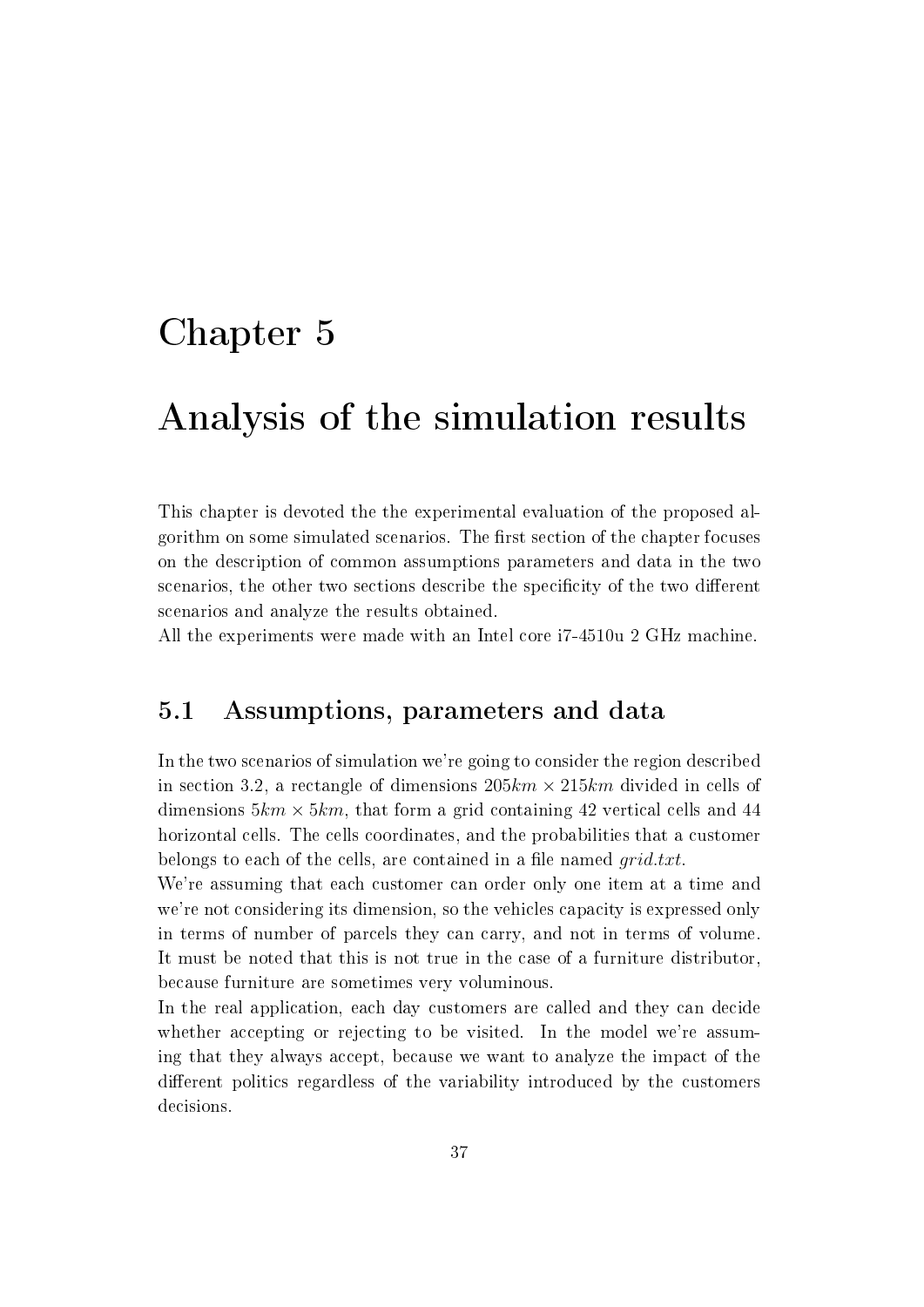# Chapter 5

# Analysis of the simulation results

This chapter is devoted the the experimental evaluation of the proposed algorithm on some simulated scenarios. The first section of the chapter focuses on the description of common assumptions parameters and data in the two scenarios, the other two sections describe the specificity of the two different scenarios and analyze the results obtained.
All the experiments were made with an Intel core i7-4510u 2 GHz machine.

## 5.1 Assumptions, parameters and data

In the two scenarios of simulation we're going to consider the region described in section 3.2, a rectangle of dimensions $205km \times 215km$ divided in cells of dimensions $5km \times 5km$, that form a grid containing 42 vertical cells and 44 horizontal cells. The cells coordinates, and the probabilities that a customer belongs to each of the cells, are contained in a file named *grid.txt*.
We're assuming that each customer can order only one item at a time and we're not considering its dimension, so the vehicles capacity is expressed only in terms of number of parcels they can carry, and not in terms of volume. It must be noted that this is not true in the case of a furniture distributor, because furniture are sometimes very voluminous.
In the real application, each day customers are called and they can decide whether accepting or rejecting to be visited. In the model we're assuming that they always accept, because we want to analyze the impact of the different politics regardless of the variability introduced by the customers decisions.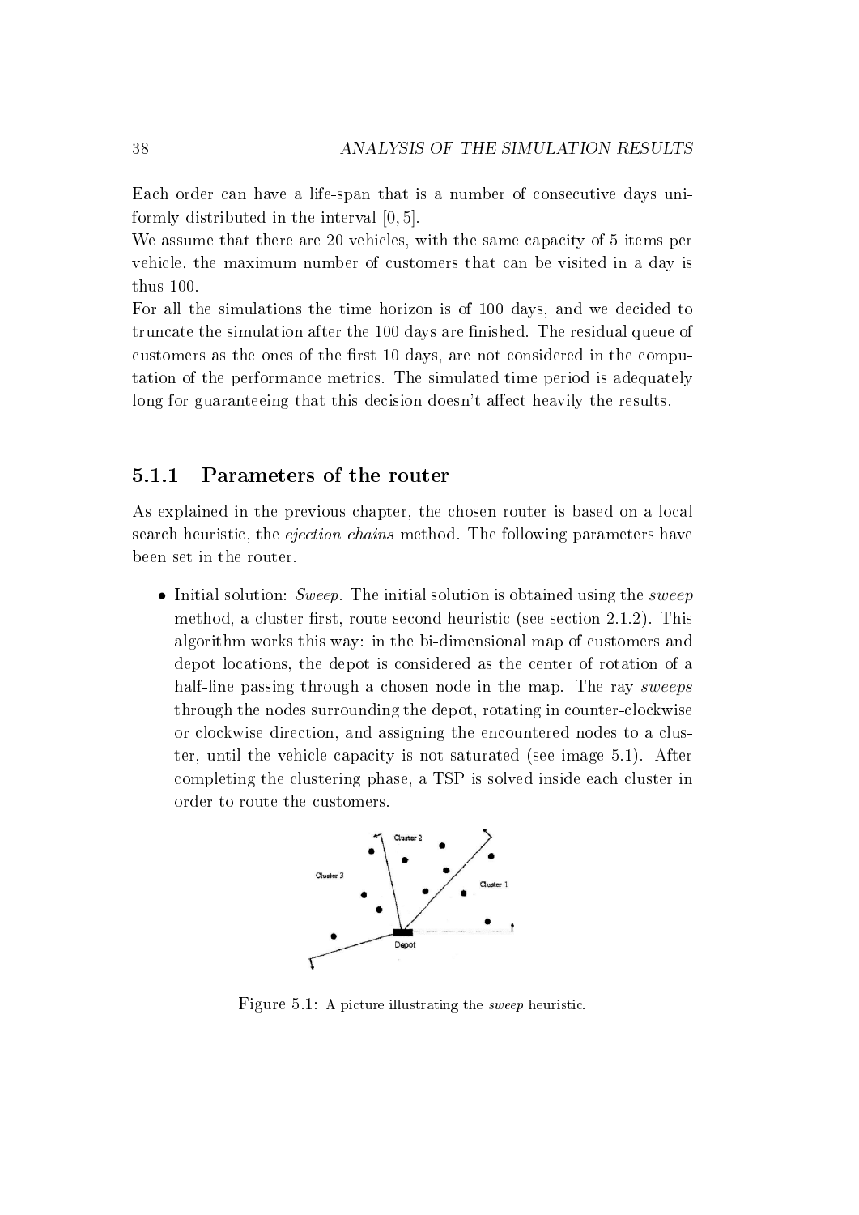Each order can have a life-span that is a number of consecutive days uniformly distributed in the interval $[0, 5]$.

We assume that there are 20 vehicles, with the same capacity of 5 items per vehicle, the maximum number of customers that can be visited in a day is thus 100.

For all the simulations the time horizon is of 100 days, and we decided to truncate the simulation after the 100 days are finished. The residual queue of customers as the ones of the first 10 days, are not considered in the computation of the performance metrics. The simulated time period is adequately long for guaranteeing that this decision doesn't affect heavily the results.

### 5.1.1 Parameters of the router

As explained in the previous chapter, the chosen router is based on a local search heuristic, the *ejection chains* method. The following parameters have been set in the router.

- Initial solution: *Sweep*. The initial solution is obtained using the *sweep* method, a cluster-first, route-second heuristic (see section 2.1.2). This algorithm works this way: in the bi-dimensional map of customers and depot locations, the depot is considered as the center of rotation of a half-line passing through a chosen node in the map. The ray *sweeps* through the nodes surrounding the depot, rotating in counter-clockwise or clockwise direction, and assigning the encountered nodes to a cluster, until the vehicle capacity is not saturated (see image 5.1). After completing the clustering phase, a TSP is solved inside each cluster in order to route the customers.

Figure 5.1: A picture illustrating the *sweep* heuristic.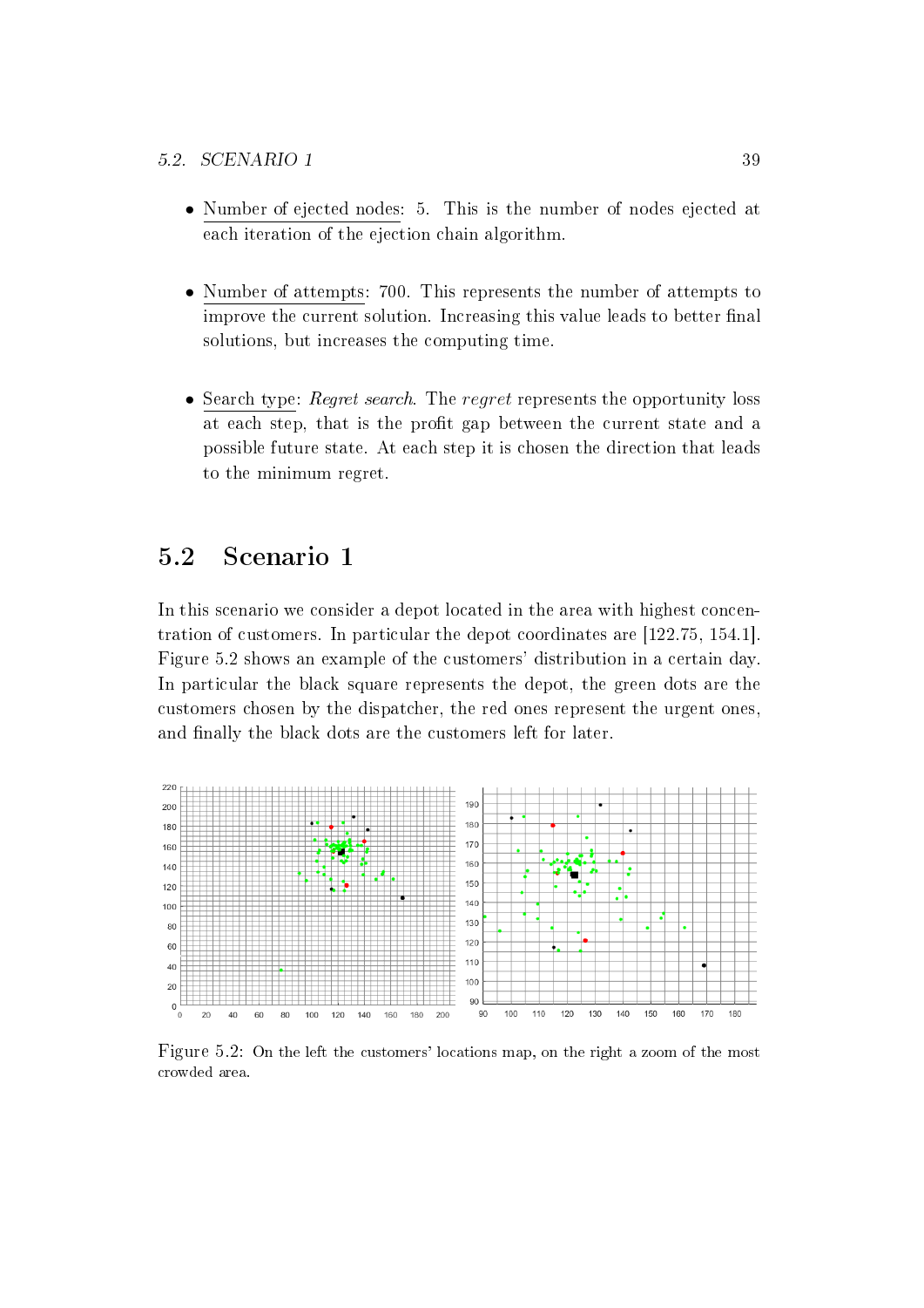- Number of ejected nodes: 5. This is the number of nodes ejected at each iteration of the ejection chain algorithm.

- Number of attempts: 700. This represents the number of attempts to improve the current solution. Increasing this value leads to better final solutions, but increases the computing time.

- Search type: *Regret search*. The *regret* represents the opportunity loss at each step, that is the profit gap between the current state and a possible future state. At each step it is chosen the direction that leads to the minimum regret.

## 5.2 Scenario 1

In this scenario we consider a depot located in the area with highest concentration of customers. In particular the depot coordinates are [122.75, 154.1]. Figure 5.2 shows an example of the customers' distribution in a certain day. In particular the black square represents the depot, the green dots are the customers chosen by the dispatcher, the red ones represent the urgent ones, and finally the black dots are the customers left for later.

Figure 5.2: On the left the customers' locations map, on the right a zoom of the most crowded area.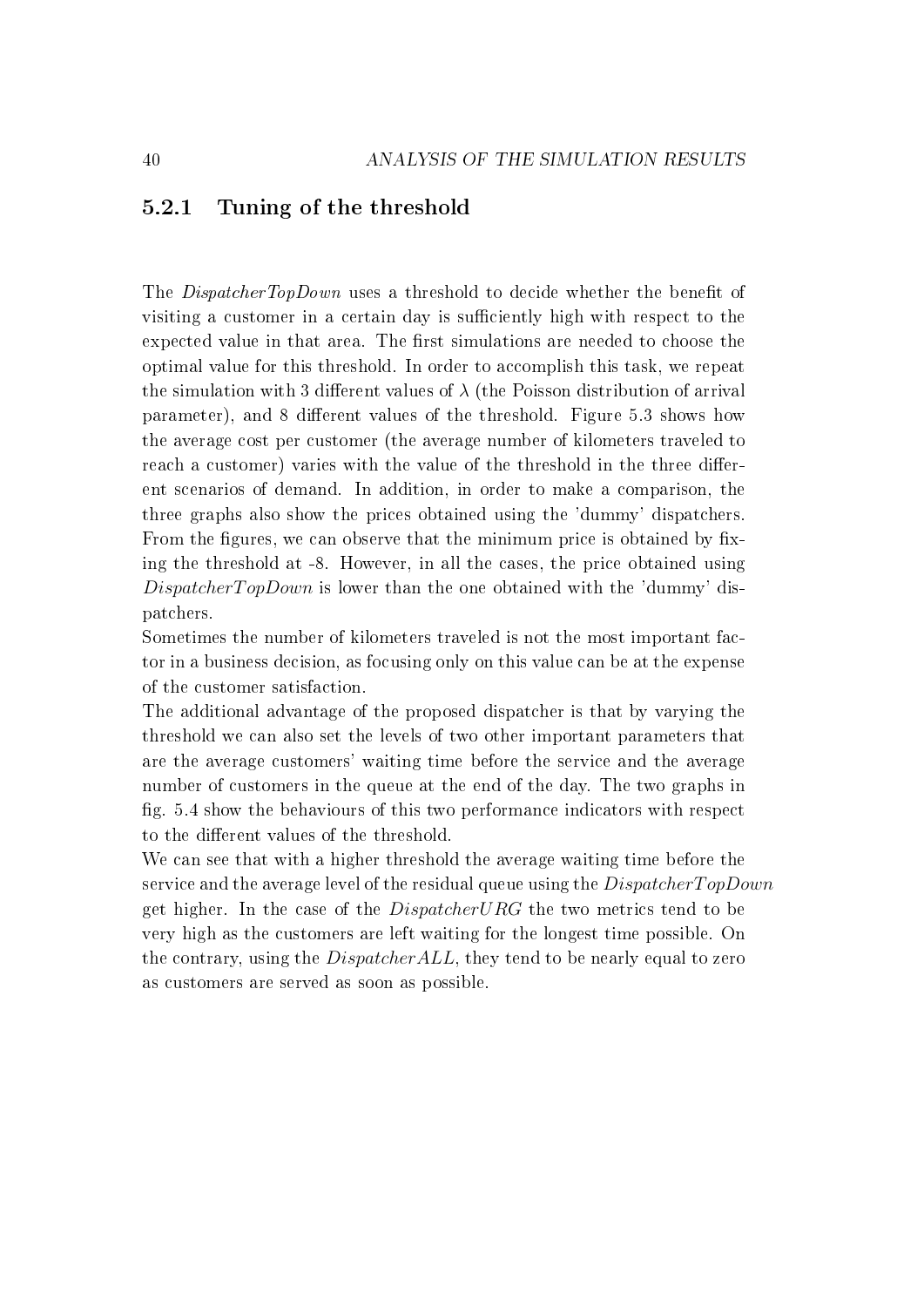### 5.2.1 Tuning of the threshold

The *DispatcherTopDown* uses a threshold to decide whether the benefit of visiting a customer in a certain day is sufficiently high with respect to the expected value in that area. The first simulations are needed to choose the optimal value for this threshold. In order to accomplish this task, we repeat the simulation with 3 different values of $\lambda$ (the Poisson distribution of arrival parameter), and 8 different values of the threshold. Figure 5.3 shows how the average cost per customer (the average number of kilometers traveled to reach a customer) varies with the value of the threshold in the three different scenarios of demand. In addition, in order to make a comparison, the three graphs also show the prices obtained using the 'dummy' dispatchers. From the figures, we can observe that the minimum price is obtained by fixing the threshold at -8. However, in all the cases, the price obtained using *DispatcherTopDown* is lower than the one obtained with the 'dummy' dispatchers.

Sometimes the number of kilometers traveled is not the most important factor in a business decision, as focusing only on this value can be at the expense of the customer satisfaction.

The additional advantage of the proposed dispatcher is that by varying the threshold we can also set the levels of two other important parameters that are the average customers' waiting time before the service and the average number of customers in the queue at the end of the day. The two graphs in fig. 5.4 show the behaviours of this two performance indicators with respect to the different values of the threshold.

We can see that with a higher threshold the average waiting time before the service and the average level of the residual queue using the *DispatcherTopDown* get higher. In the case of the *DispatcherURG* the two metrics tend to be very high as the customers are left waiting for the longest time possible. On the contrary, using the *DispatcherALL*, they tend to be nearly equal to zero as customers are served as soon as possible.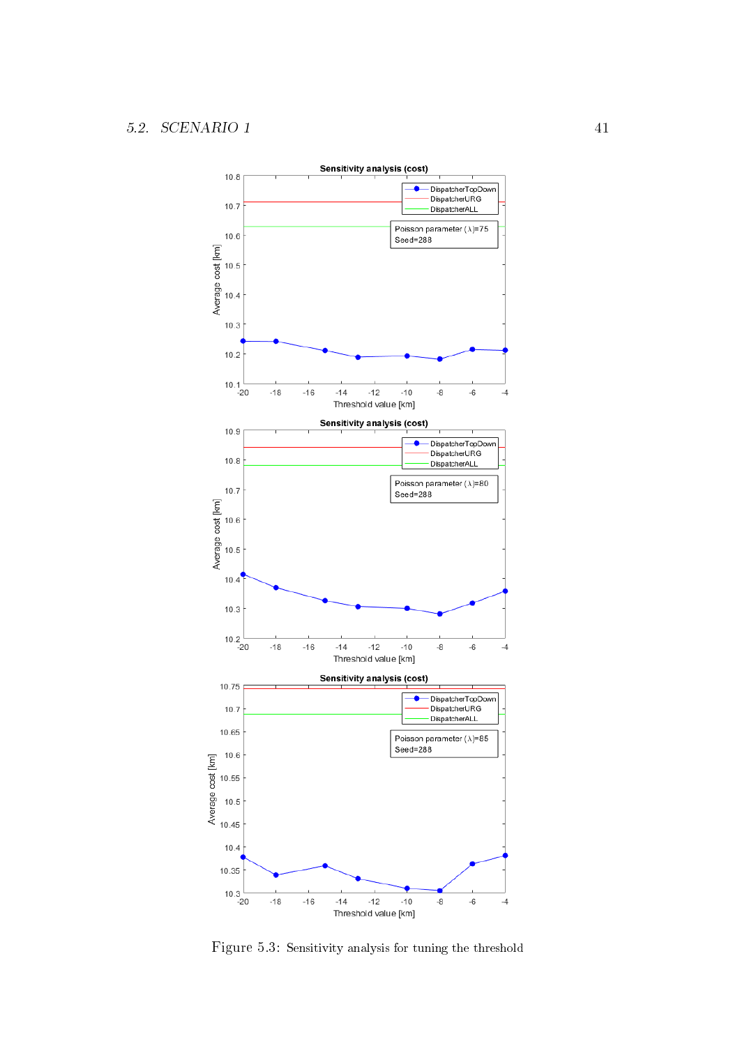Figure 5.3: Sensitivity analysis for tuning the threshold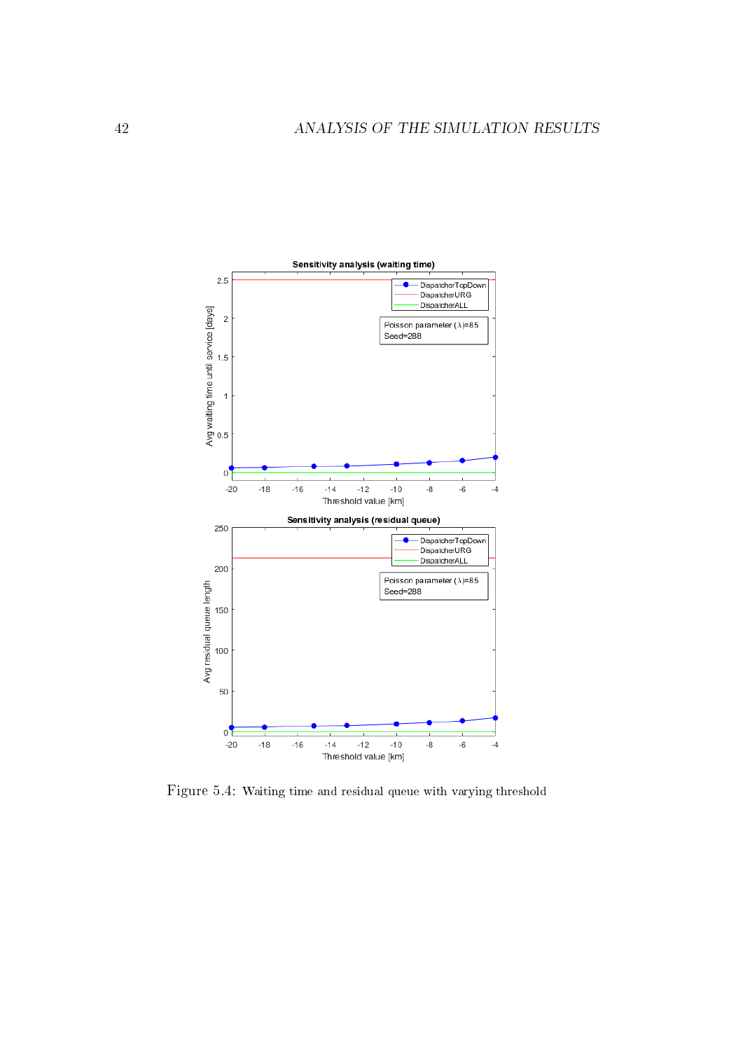Figure 5.4: Waiting time and residual queue with varying threshold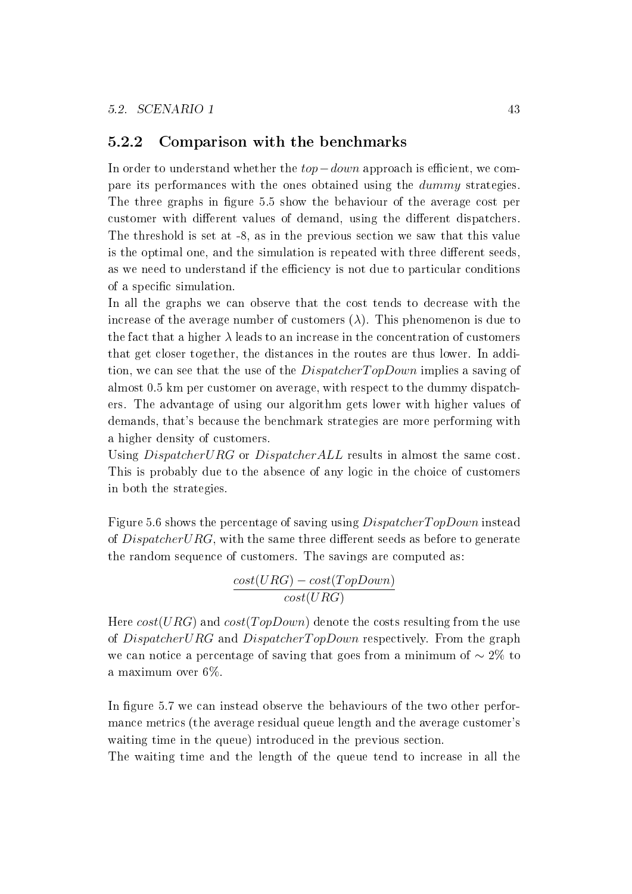### 5.2.2 Comparison with the benchmarks

In order to understand whether the $top-down$ approach is efficient, we compare its performances with the ones obtained using the *dummy* strategies. The three graphs in figure 5.5 show the behaviour of the average cost per customer with different values of demand, using the different dispatchers. The threshold is set at -8, as in the previous section we saw that this value is the optimal one, and the simulation is repeated with three different seeds, as we need to understand if the efficiency is not due to particular conditions of a specific simulation.

In all the graphs we can observe that the cost tends to decrease with the increase of the average number of customers ($\lambda$). This phenomenon is due to the fact that a higher $\lambda$ leads to an increase in the concentration of customers that get closer together, the distances in the routes are thus lower. In addition, we can see that the use of the $DispatcherTopDown$ implies a saving of almost 0.5 km per customer on average, with respect to the dummy dispatchers. The advantage of using our algorithm gets lower with higher values of demands, that's because the benchmark strategies are more performing with a higher density of customers.

Using $DispatcherURG$ or $DispatcherALL$ results in almost the same cost. This is probably due to the absence of any logic in the choice of customers in both the strategies.

Figure 5.6 shows the percentage of saving using $DispatcherTopDown$ instead of $DispatcherURG$, with the same three different seeds as before to generate the random sequence of customers. The savings are computed as:

$$\frac{cost(URG) - cost(TopDown)}{cost(URG)}$$

Here $cost(URG)$ and $cost(TopDown)$ denote the costs resulting from the use of $DispatcherURG$ and $DispatcherTopDown$ respectively. From the graph we can notice a percentage of saving that goes from a minimum of $\sim 2\%$ to a maximum over 6%.

In figure 5.7 we can instead observe the behaviours of the two other performance metrics (the average residual queue length and the average customer's waiting time in the queue) introduced in the previous section.

The waiting time and the length of the queue tend to increase in all the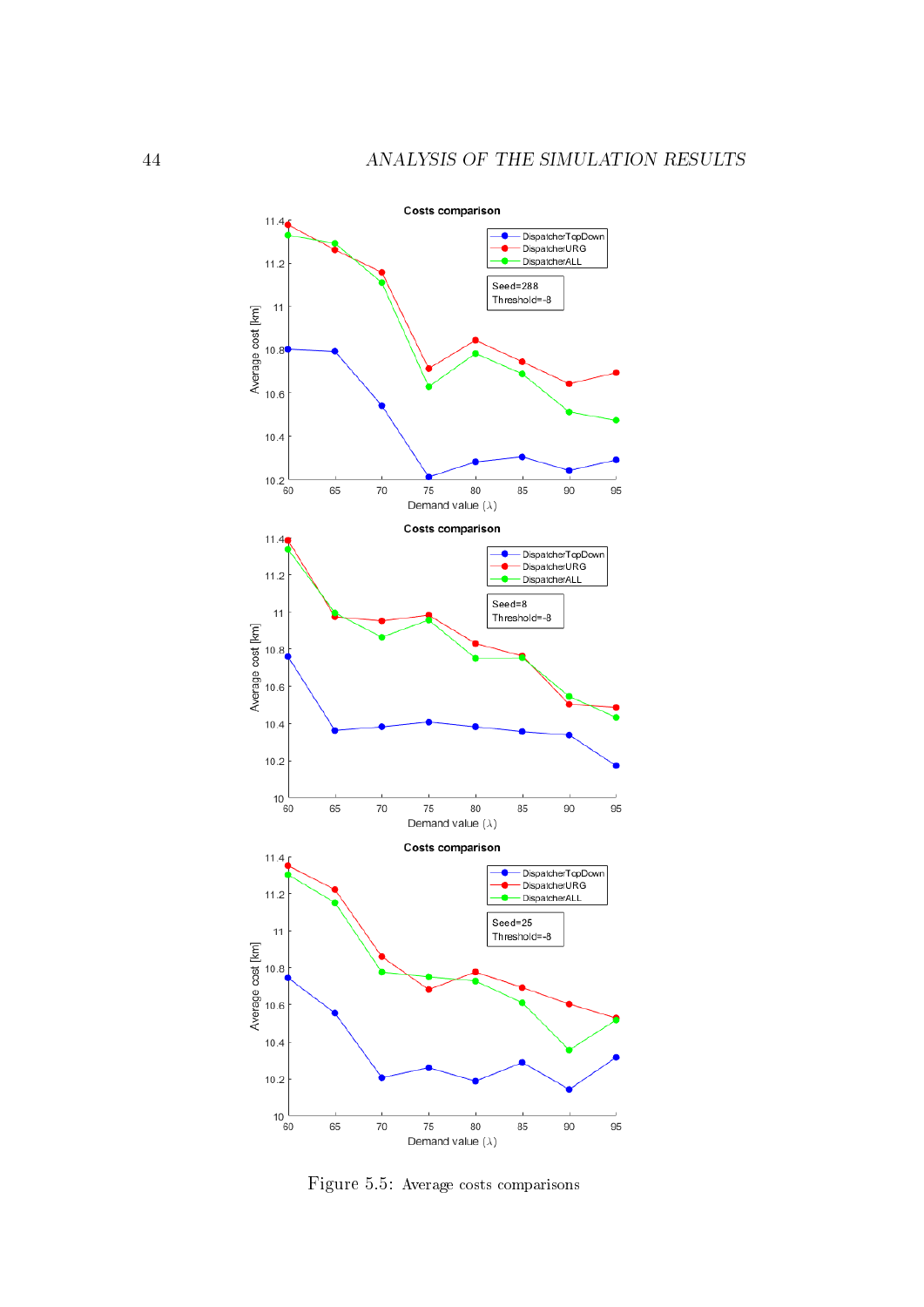Figure 5.5: Average costs comparisons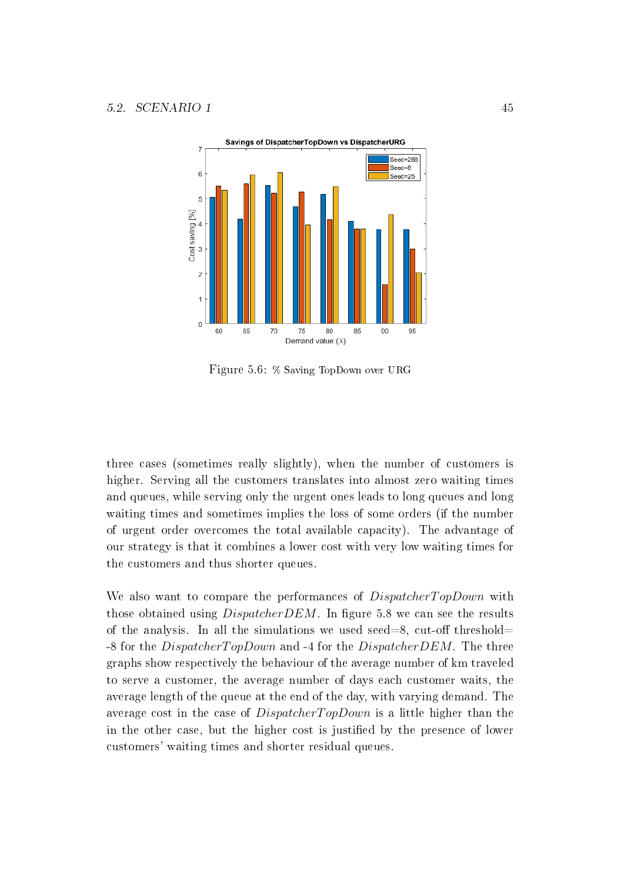Figure 5.6: % Saving TopDown over URG

three cases (sometimes really slightly), when the number of customers is higher. Serving all the customers translates into almost zero waiting times and queues, while serving only the urgent ones leads to long queues and long waiting times and sometimes implies the loss of some orders (if the number of urgent order overcomes the total available capacity). The advantage of our strategy is that it combines a lower cost with very low waiting times for the customers and thus shorter queues.

We also want to compare the performances of *DispatcherTopDown* with those obtained using *DispatcherDEM*. In figure 5.8 we can see the results of the analysis. In all the simulations we used seed=8, cut-off threshold= -8 for the *DispatcherTopDown* and -4 for the *DispatcherDEM*. The three graphs show respectively the behaviour of the average number of km traveled to serve a customer, the average number of days each customer waits, the average length of the queue at the end of the day, with varying demand. The average cost in the case of *DispatcherTopDown* is a little higher than the in the other case, but the higher cost is justified by the presence of lower customers' waiting times and shorter residual queues.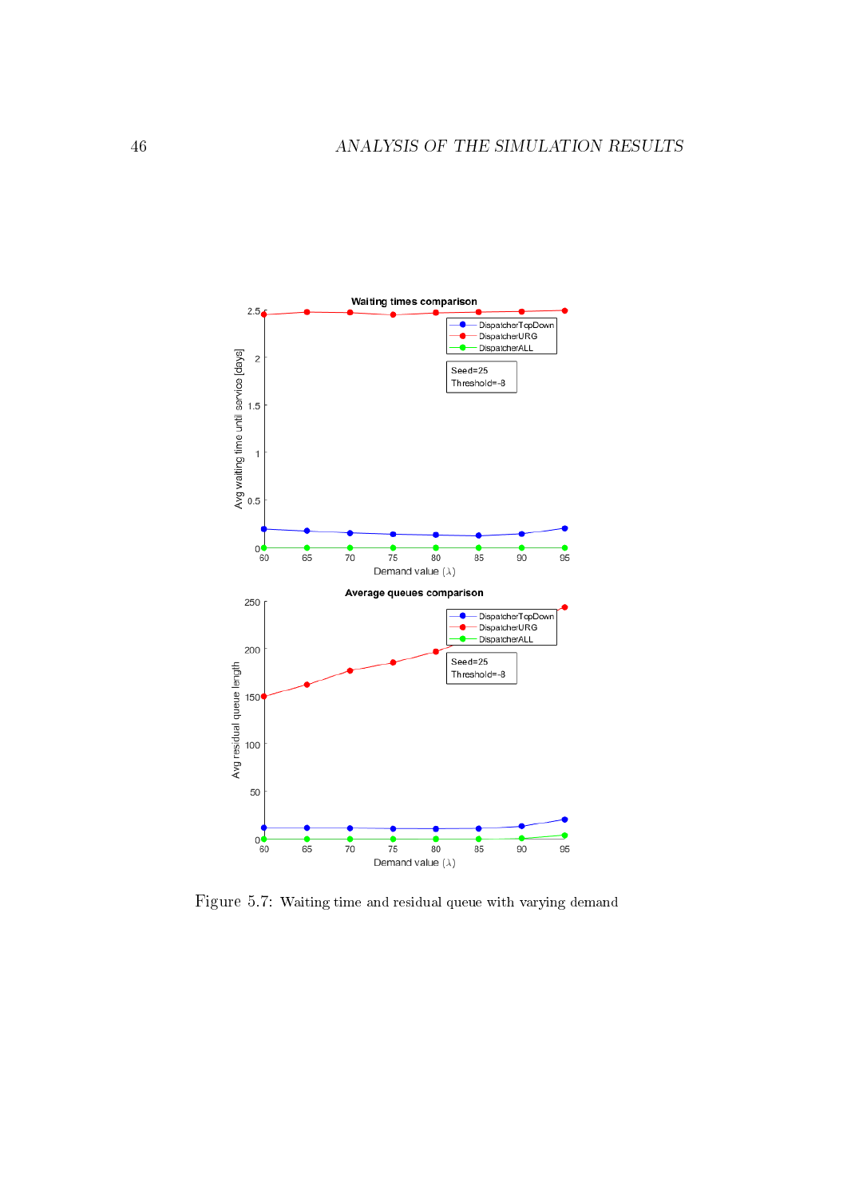Figure 5.7: Waiting time and residual queue with varying demand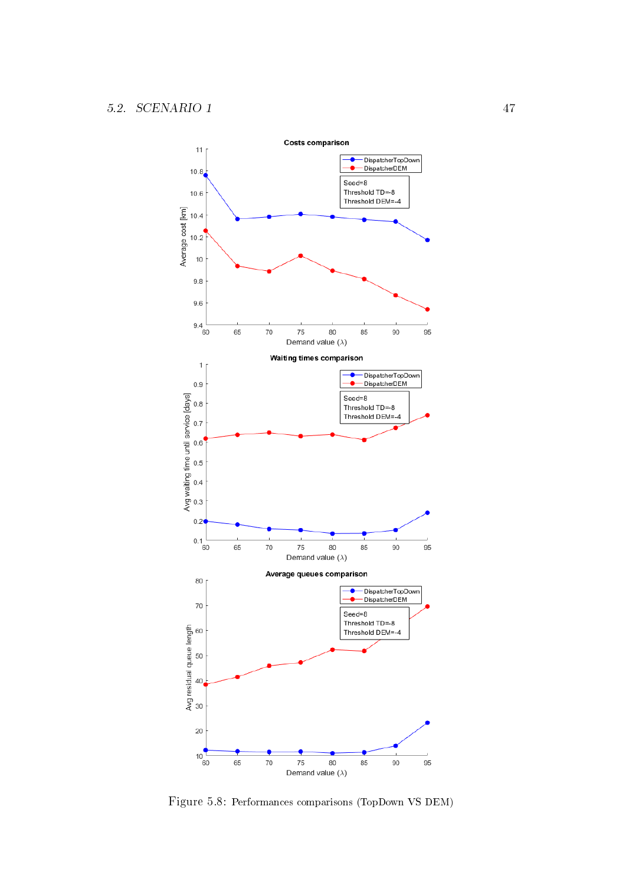Figure 5.8: Performances comparisons (TopDown VS DEM)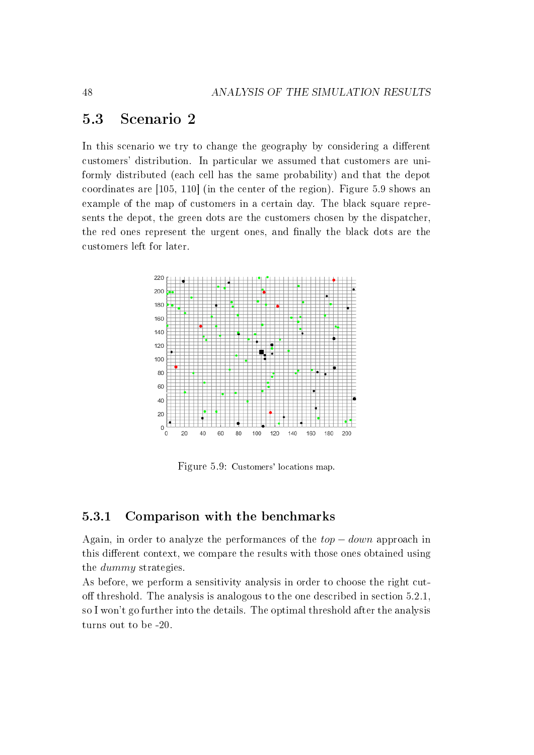## 5.3 Scenario 2

In this scenario we try to change the geography by considering a different customers' distribution. In particular we assumed that customers are uniformly distributed (each cell has the same probability) and that the depot coordinates are [105, 110] (in the center of the region). Figure 5.9 shows an example of the map of customers in a certain day. The black square represents the depot, the green dots are the customers chosen by the dispatcher, the red ones represent the urgent ones, and finally the black dots are the customers left for later.

Figure 5.9: Customers' locations map.

### 5.3.1 Comparison with the benchmarks

Again, in order to analyze the performances of the *top − down* approach in this different context, we compare the results with those ones obtained using the *dummy* strategies.

As before, we perform a sensitivity analysis in order to choose the right cut-off threshold. The analysis is analogous to the one described in section 5.2.1, so I won't go further into the details. The optimal threshold after the analysis turns out to be -20.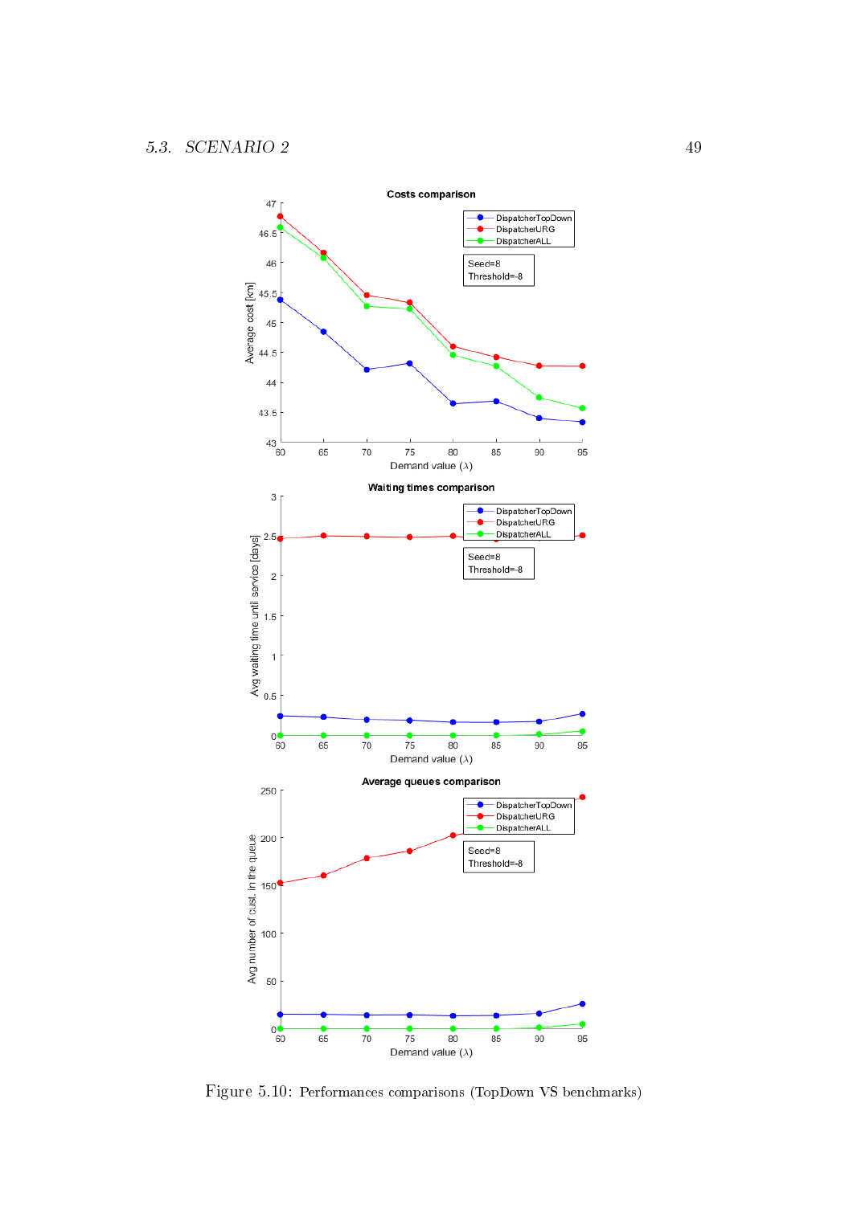Figure 5.10: Performances comparisons (TopDown VS benchmarks)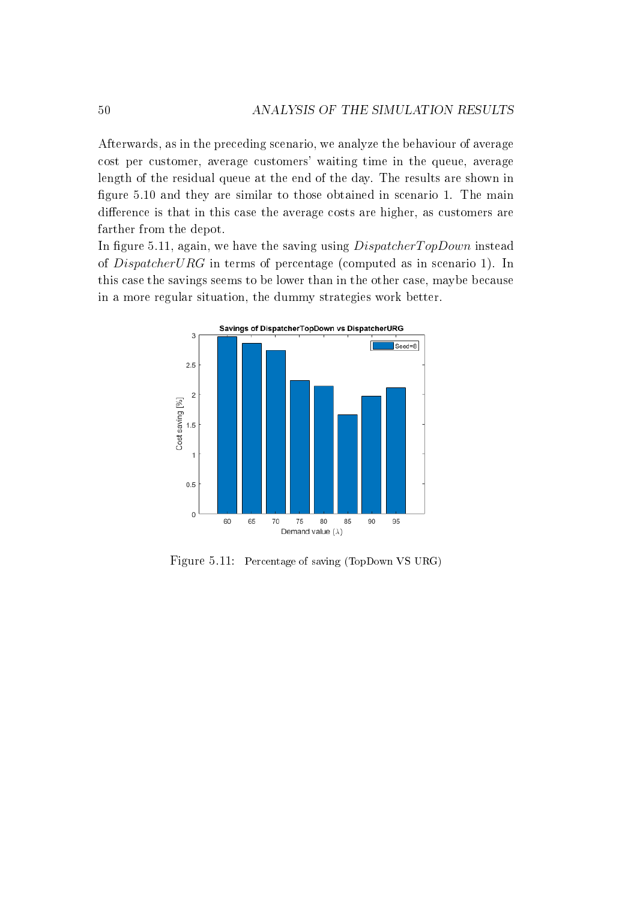Afterwards, as in the preceding scenario, we analyze the behaviour of average cost per customer, average customers' waiting time in the queue, average length of the residual queue at the end of the day. The results are shown in figure 5.10 and they are similar to those obtained in scenario 1. The main difference is that in this case the average costs are higher, as customers are farther from the depot.

In figure 5.11, again, we have the saving using $DispatcherTopDown$ instead of $DispatcherURG$ in terms of percentage (computed as in scenario 1). In this case the savings seems to be lower than in the other case, maybe because in a more regular situation, the dummy strategies work better.

Figure 5.11: Percentage of saving (TopDown VS URG)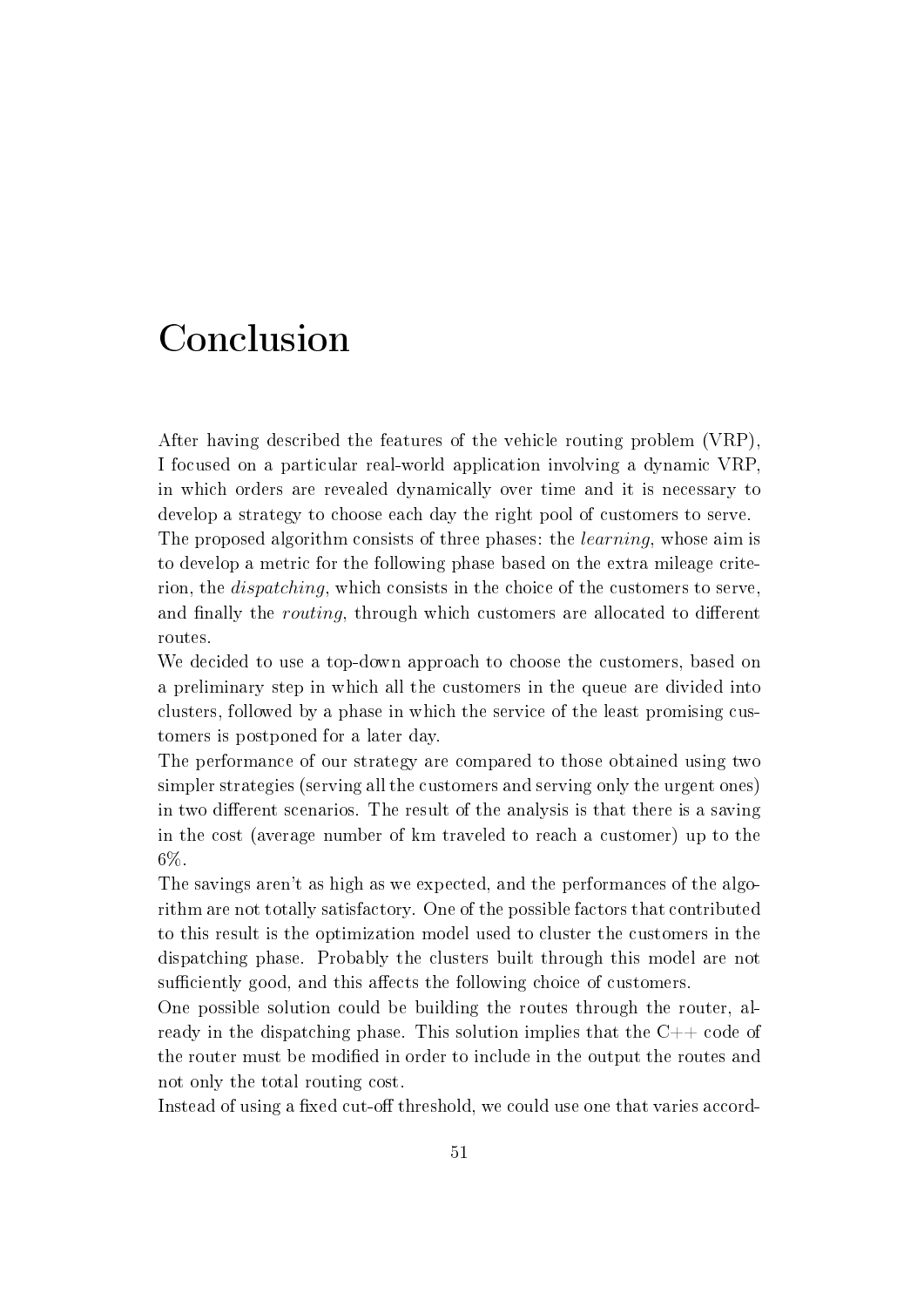# Conclusion

After having described the features of the vehicle routing problem (VRP), I focused on a particular real-world application involving a dynamic VRP, in which orders are revealed dynamically over time and it is necessary to develop a strategy to choose each day the right pool of customers to serve.
The proposed algorithm consists of three phases: the *learning*, whose aim is to develop a metric for the following phase based on the extra mileage criterion, the *dispatching*, which consists in the choice of the customers to serve, and finally the *routing*, through which customers are allocated to different routes.
We decided to use a top-down approach to choose the customers, based on a preliminary step in which all the customers in the queue are divided into clusters, followed by a phase in which the service of the least promising customers is postponed for a later day.
The performance of our strategy are compared to those obtained using two simpler strategies (serving all the customers and serving only the urgent ones) in two different scenarios. The result of the analysis is that there is a saving in the cost (average number of km traveled to reach a customer) up to the 6%.
The savings aren't as high as we expected, and the performances of the algorithm are not totally satisfactory. One of the possible factors that contributed to this result is the optimization model used to cluster the customers in the dispatching phase. Probably the clusters built through this model are not sufficiently good, and this affects the following choice of customers.
One possible solution could be building the routes through the router, already in the dispatching phase. This solution implies that the C++ code of the router must be modified in order to include in the output the routes and not only the total routing cost.
Instead of using a fixed cut-off threshold, we could use one that varies accord-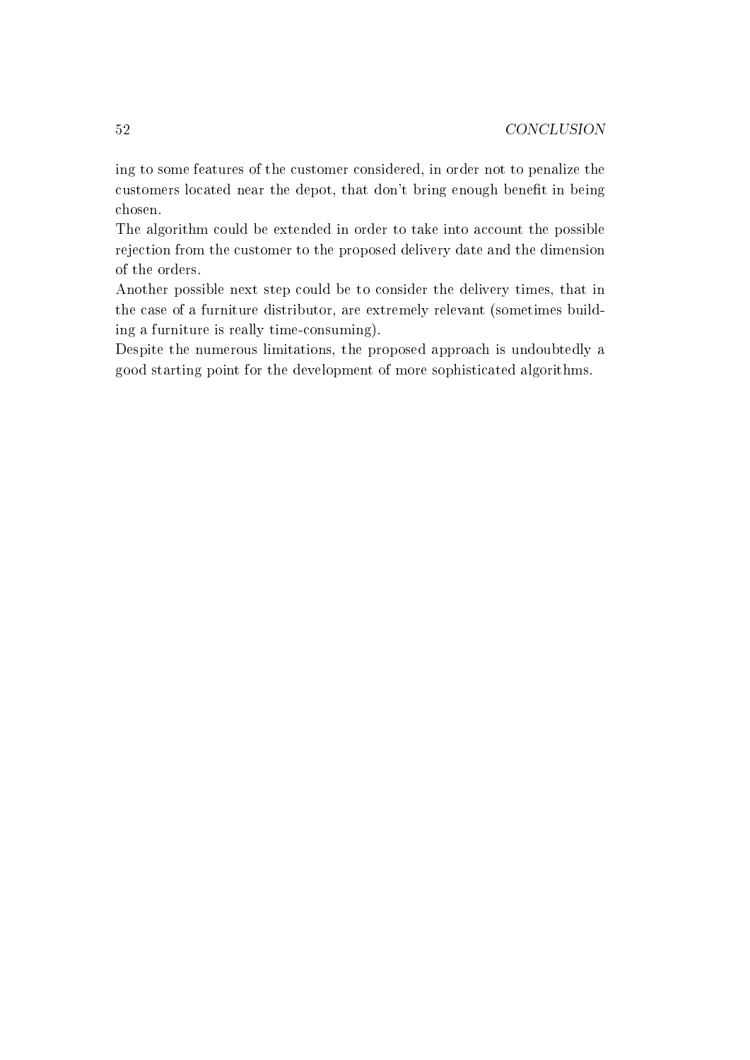ing to some features of the customer considered, in order not to penalize the customers located near the depot, that don't bring enough benefit in being chosen.
The algorithm could be extended in order to take into account the possible rejection from the customer to the proposed delivery date and the dimension of the orders.
Another possible next step could be to consider the delivery times, that in the case of a furniture distributor, are extremely relevant (sometimes building a furniture is really time-consuming).
Despite the numerous limitations, the proposed approach is undoubtedly a good starting point for the development of more sophisticated algorithms.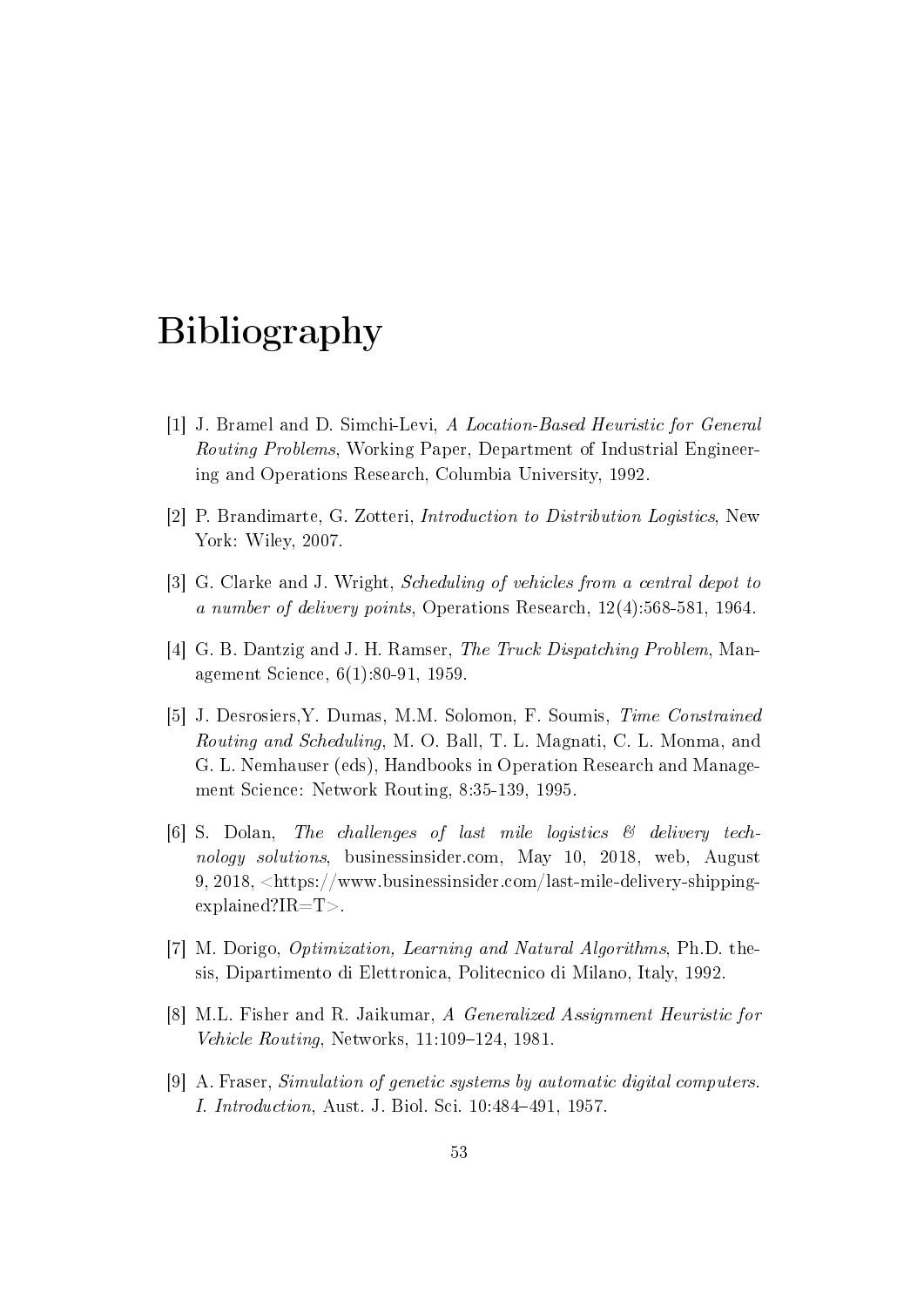# Bibliography

[1] J. Bramel and D. Simchi-Levi, *A Location-Based Heuristic for General Routing Problems*, Working Paper, Department of Industrial Engineering and Operations Research, Columbia University, 1992.

[2] P. Brandimarte, G. Zotteri, *Introduction to Distribution Logistics*, New York: Wiley, 2007.

[3] G. Clarke and J. Wright, *Scheduling of vehicles from a central depot to a number of delivery points*, Operations Research, 12(4):568-581, 1964.

[4] G. B. Dantzig and J. H. Ramser, *The Truck Dispatching Problem*, Management Science, 6(1):80-91, 1959.

[5] J. Desrosiers,Y. Dumas, M.M. Solomon, F. Soumis, *Time Constrained Routing and Scheduling*, M. O. Ball, T. L. Magnati, C. L. Monma, and G. L. Nemhauser (eds), Handbooks in Operation Research and Management Science: Network Routing, 8:35-139, 1995.

[6] S. Dolan, *The challenges of last mile logistics & delivery technology solutions*, businessinsider.com, May 10, 2018, web, August 9, 2018, <https://www.businessinsider.com/last-mile-delivery-shipping-explained?IR=T>.

[7] M. Dorigo, *Optimization, Learning and Natural Algorithms*, Ph.D. thesis, Dipartimento di Elettronica, Politecnico di Milano, Italy, 1992.

[8] M.L. Fisher and R. Jaikumar, *A Generalized Assignment Heuristic for Vehicle Routing*, Networks, 11:109–124, 1981.

[9] A. Fraser, *Simulation of genetic systems by automatic digital computers. I. Introduction*, Aust. J. Biol. Sci. 10:484–491, 1957.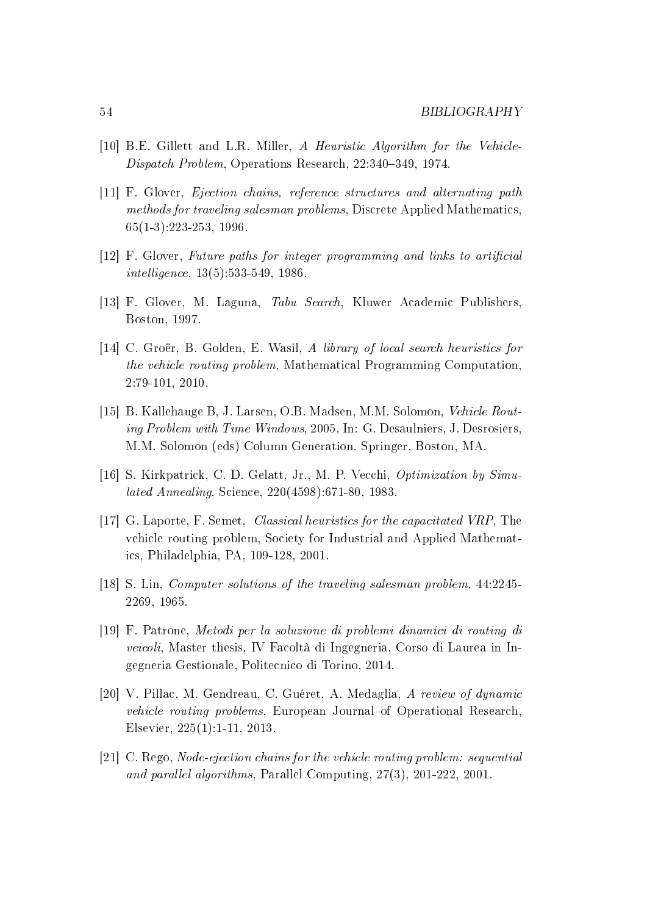[10] B.E. Gillett and L.R. Miller, *A Heuristic Algorithm for the Vehicle-Dispatch Problem*, Operations Research, 22:340–349, 1974.

[11] F. Glover, *Ejection chains, reference structures and alternating path methods for traveling salesman problems*, Discrete Applied Mathematics, 65(1-3):223-253, 1996.

[12] F. Glover, *Future paths for integer programming and links to artificial intelligence*, 13(5):533-549, 1986.

[13] F. Glover, M. Laguna, *Tabu Search*, Kluwer Academic Publishers, Boston, 1997.

[14] C. Groër, B. Golden, E. Wasil, *A library of local search heuristics for the vehicle routing problem*, Mathematical Programming Computation, 2:79-101, 2010.

[15] B. Kallehauge B, J. Larsen, O.B. Madsen, M.M. Solomon, *Vehicle Routing Problem with Time Windows*, 2005. In: G. Desaulniers, J. Desrosiers, M.M. Solomon (eds) Column Generation. Springer, Boston, MA.

[16] S. Kirkpatrick, C. D. Gelatt, Jr., M. P. Vecchi, *Optimization by Simulated Annealing*, Science, 220(4598):671-80, 1983.

[17] G. Laporte, F. Semet, *Classical heuristics for the capacitated VRP*, The vehicle routing problem, Society for Industrial and Applied Mathematics, Philadelphia, PA, 109-128, 2001.

[18] S. Lin, *Computer solutions of the traveling salesman problem*, 44:2245-2269, 1965.

[19] F. Patrone, *Metodi per la soluzione di problemi dinamici di routing di veicoli*, Master thesis, IV Facoltà di Ingegneria, Corso di Laurea in Ingegneria Gestionale, Politecnico di Torino, 2014.

[20] V. Pillac, M. Gendreau, C. Guéret, A. Medaglia, *A review of dynamic vehicle routing problems*, European Journal of Operational Research, Elsevier, 225(1):1-11, 2013.

[21] C. Rego, *Node-ejection chains for the vehicle routing problem: sequential and parallel algorithms*, Parallel Computing, 27(3), 201-222, 2001.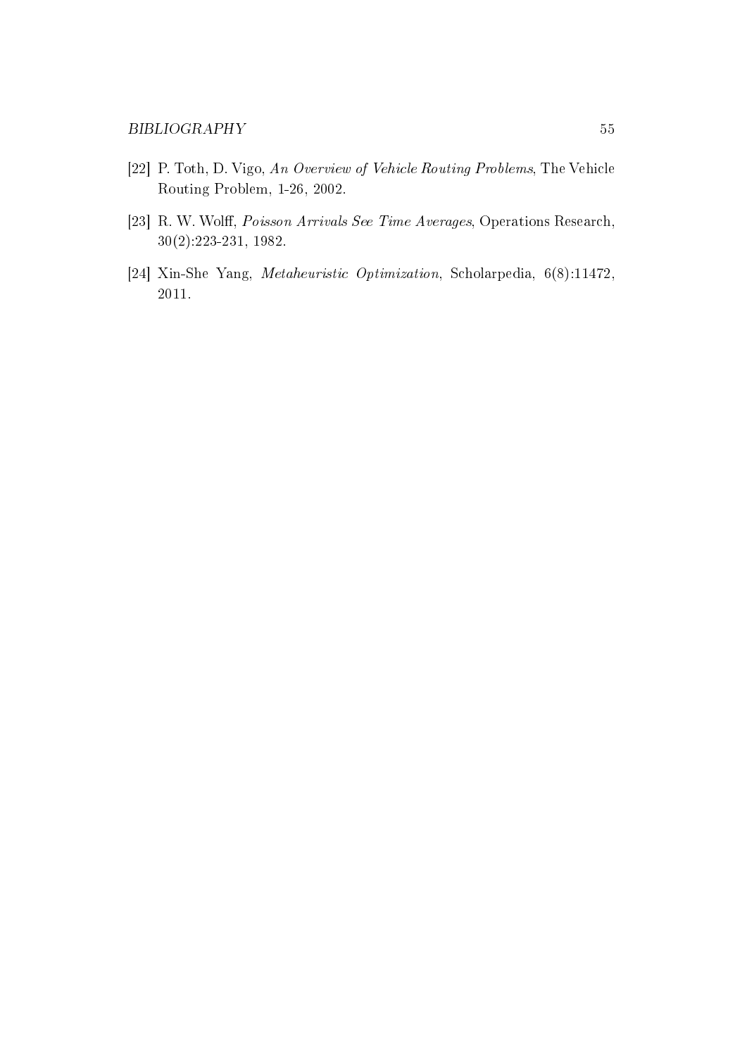[22] P. Toth, D. Vigo, *An Overview of Vehicle Routing Problems*, The Vehicle Routing Problem, 1-26, 2002.

[23] R. W. Wolff, *Poisson Arrivals See Time Averages*, Operations Research, 30(2):223-231, 1982.

[24] Xin-She Yang, *Metaheuristic Optimization*, Scholarpedia, 6(8):11472, 2011.